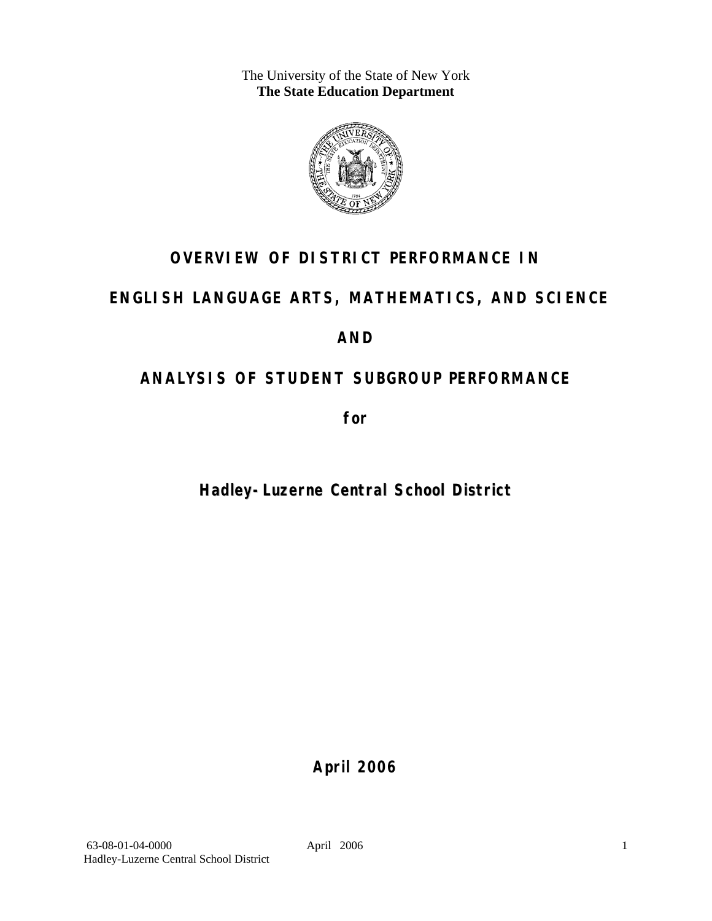The University of the State of New York
**The State Education Department**

# OVERVIEW OF DISTRICT PERFORMANCE IN ENGLISH LANGUAGE ARTS, MATHEMATICS, AND SCIENCE AND ANALYSIS OF STUDENT SUBGROUP PERFORMANCE

**for**

## Hadley-Luzerne Central School District

**April 2006**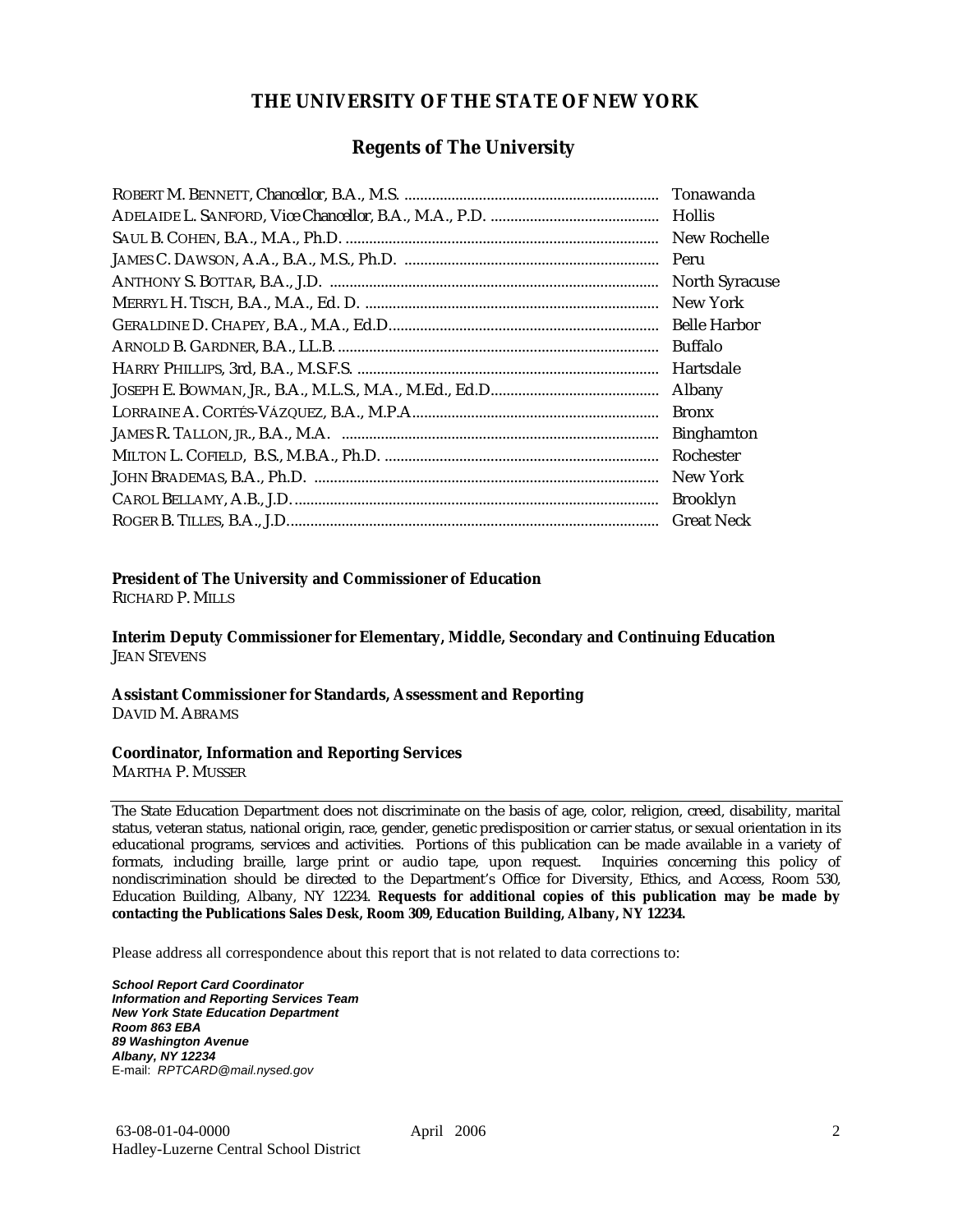# THE UNIVERSITY OF THE STATE OF NEW YORK

## Regents of The University

| | |
|---|---|
| ROBERT M. BENNETT, Chancellor, B.A., M.S. | Tonawanda |
| ADELAIDE L. SANFORD, Vice Chancellor, B.A., M.A., P.D. | Hollis |
| SAUL B. COHEN, B.A., M.A., Ph.D. | New Rochelle |
| JAMES C. DAWSON, A.A., B.A., M.S., Ph.D. | Peru |
| ANTHONY S. BOTTAR, B.A., J.D. | North Syracuse |
| MERRYL H. TISCH, B.A., M.A., Ed. D. | New York |
| GERALDINE D. CHAPEY, B.A., M.A., Ed.D. | Belle Harbor |
| ARNOLD B. GARDNER, B.A., LL.B. | Buffalo |
| HARRY PHILLIPS, 3rd, B.A., M.S.F.S. | Hartsdale |
| JOSEPH E. BOWMAN, JR., B.A., M.L.S., M.A., M.Ed., Ed.D. | Albany |
| LORRAINE A. CORTÉS-VÁZQUEZ, B.A., M.P.A. | Bronx |
| JAMES R. TALLON, JR., B.A., M.A. | Binghamton |
| MILTON L. COFIELD, B.S., M.B.A., Ph.D. | Rochester |
| JOHN BRADEMAS, B.A., Ph.D. | New York |
| CAROL BELLAMY, A.B., J.D. | Brooklyn |
| ROGER B. TILLES, B.A., J.D. | Great Neck |

**President of The University and Commissioner of Education**
RICHARD P. MILLS

**Interim Deputy Commissioner for Elementary, Middle, Secondary and Continuing Education**
JEAN STEVENS

**Assistant Commissioner for Standards, Assessment and Reporting**
DAVID M. ABRAMS

**Coordinator, Information and Reporting Services**
MARTHA P. MUSSER

---

The State Education Department does not discriminate on the basis of age, color, religion, creed, disability, marital status, veteran status, national origin, race, gender, genetic predisposition or carrier status, or sexual orientation in its educational programs, services and activities. Portions of this publication can be made available in a variety of formats, including braille, large print or audio tape, upon request. Inquiries concerning this policy of nondiscrimination should be directed to the Department's Office for Diversity, Ethics, and Access, Room 530, Education Building, Albany, NY 12234. **Requests for additional copies of this publication may be made by contacting the Publications Sales Desk, Room 309, Education Building, Albany, NY 12234.**

Please address all correspondence about this report that is not related to data corrections to:

***School Report Card Coordinator***
***Information and Reporting Services Team***
***New York State Education Department***
***Room 863 EBA***
***89 Washington Avenue***
***Albany, NY 12234***
E-mail: *RPTCARD@mail.nysed.gov*

63-08-01-04-0000 April 2006
Hadley-Luzerne Central School District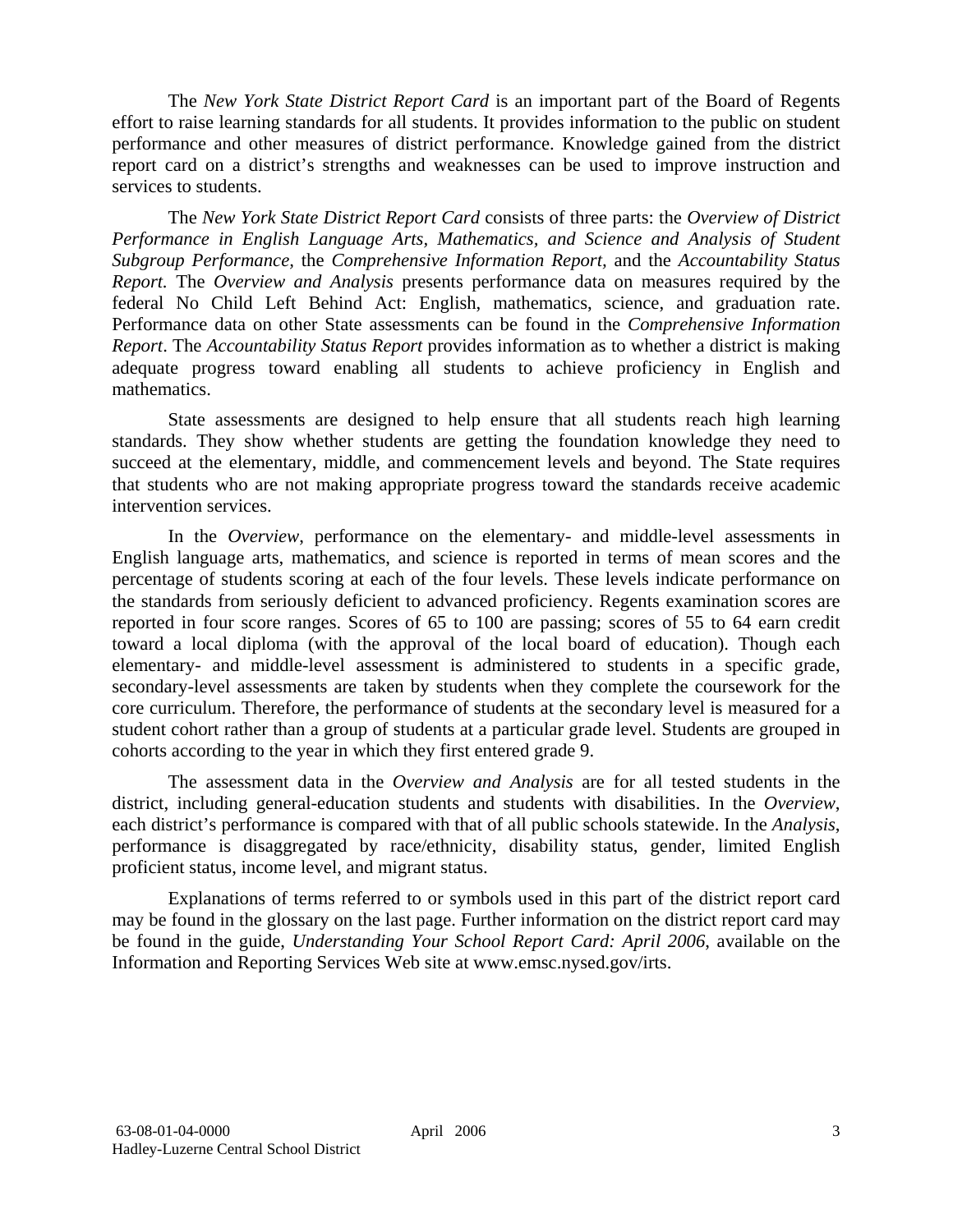The *New York State District Report Card* is an important part of the Board of Regents effort to raise learning standards for all students. It provides information to the public on student performance and other measures of district performance. Knowledge gained from the district report card on a district's strengths and weaknesses can be used to improve instruction and services to students.

The *New York State District Report Card* consists of three parts: the *Overview of District Performance in English Language Arts, Mathematics, and Science and Analysis of Student Subgroup Performance,* the *Comprehensive Information Report,* and the *Accountability Status Report.* The *Overview and Analysis* presents performance data on measures required by the federal No Child Left Behind Act: English, mathematics, science, and graduation rate. Performance data on other State assessments can be found in the *Comprehensive Information Report*. The *Accountability Status Report* provides information as to whether a district is making adequate progress toward enabling all students to achieve proficiency in English and mathematics.

State assessments are designed to help ensure that all students reach high learning standards. They show whether students are getting the foundation knowledge they need to succeed at the elementary, middle, and commencement levels and beyond. The State requires that students who are not making appropriate progress toward the standards receive academic intervention services.

In the *Overview*, performance on the elementary- and middle-level assessments in English language arts, mathematics, and science is reported in terms of mean scores and the percentage of students scoring at each of the four levels. These levels indicate performance on the standards from seriously deficient to advanced proficiency. Regents examination scores are reported in four score ranges. Scores of 65 to 100 are passing; scores of 55 to 64 earn credit toward a local diploma (with the approval of the local board of education). Though each elementary- and middle-level assessment is administered to students in a specific grade, secondary-level assessments are taken by students when they complete the coursework for the core curriculum. Therefore, the performance of students at the secondary level is measured for a student cohort rather than a group of students at a particular grade level. Students are grouped in cohorts according to the year in which they first entered grade 9.

The assessment data in the *Overview and Analysis* are for all tested students in the district, including general-education students and students with disabilities. In the *Overview*, each district's performance is compared with that of all public schools statewide. In the *Analysis*, performance is disaggregated by race/ethnicity, disability status, gender, limited English proficient status, income level, and migrant status.

Explanations of terms referred to or symbols used in this part of the district report card may be found in the glossary on the last page. Further information on the district report card may be found in the guide, *Understanding Your School Report Card: April 2006*, available on the Information and Reporting Services Web site at www.emsc.nysed.gov/irts.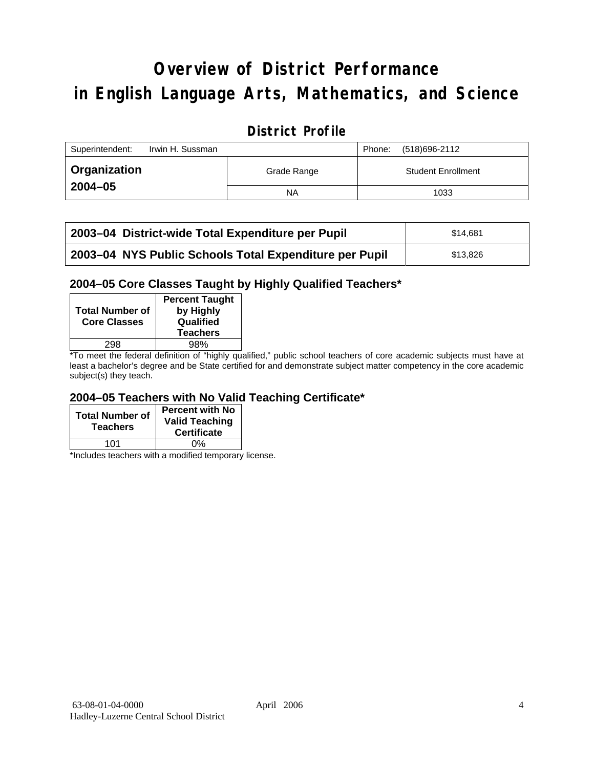# Overview of District Performance in English Language Arts, Mathematics, and Science

## District Profile

| Superintendent: Irwin H. Sussman | | Phone: (518)696-2112 |
|---|---|---|
| **Organization 2004–05** | Grade Range | Student Enrollment |
| | NA | 1033 |

| | |
|---|---|
| **2003–04 District-wide Total Expenditure per Pupil** | $14,681 |
| **2003–04 NYS Public Schools Total Expenditure per Pupil** | $13,826 |

### 2004–05 Core Classes Taught by Highly Qualified Teachers*

| Total Number of Core Classes | Percent Taught by Highly Qualified Teachers |
|---|---|
| 298 | 98% |

*To meet the federal definition of "highly qualified," public school teachers of core academic subjects must have at least a bachelor's degree and be State certified for and demonstrate subject matter competency in the core academic subject(s) they teach.

### 2004–05 Teachers with No Valid Teaching Certificate*

| Total Number of Teachers | Percent with No Valid Teaching Certificate |
|---|---|
| 101 | 0% |

*Includes teachers with a modified temporary license.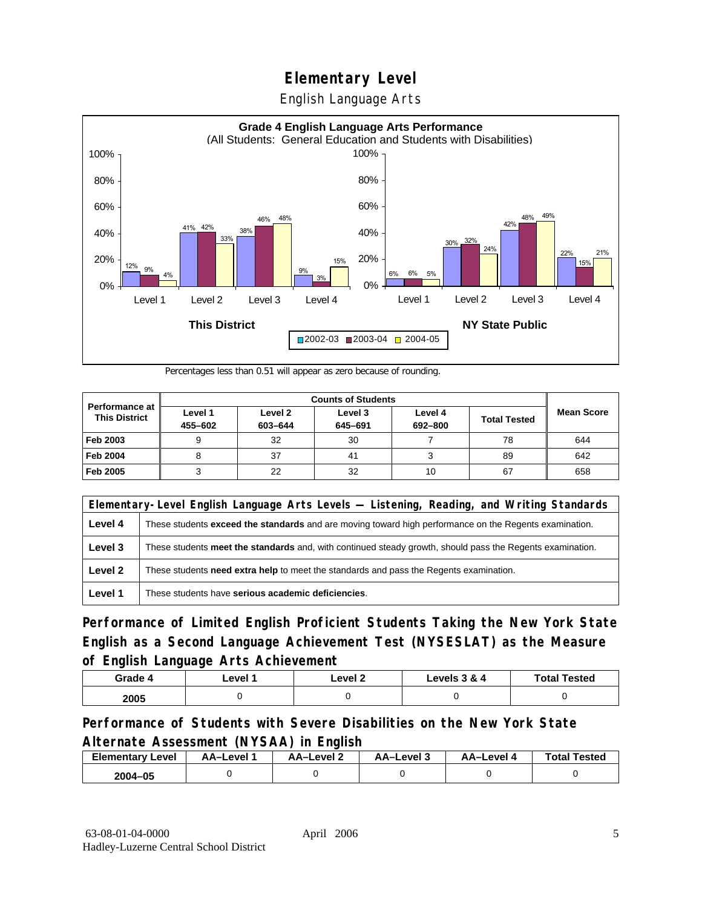# Elementary Level

English Language Arts

**Grade 4 English Language Arts Performance**
(All Students: General Education and Students with Disabilities)

| | This District 2002-03 | This District 2003-04 | This District 2004-05 | NY State Public 2002-03 | NY State Public 2003-04 | NY State Public 2004-05 |
|---|---|---|---|---|---|---|
| Level 1 | 12% | 9% | 4% | 6% | 6% | 5% |
| Level 2 | 41% | 42% | 33% | 30% | 32% | 24% |
| Level 3 | 38% | 46% | 48% | 42% | 48% | 49% |
| Level 4 | 9% | 3% | 15% | 22% | 15% | 21% |

Percentages less than 0.51 will appear as zero because of rounding.

| Performance at This District | Counts of Students | | | | | Mean Score |
|---|---|---|---|---|---|---|
| | Level 1 455–602 | Level 2 603–644 | Level 3 645–691 | Level 4 692–800 | Total Tested | |
| **Feb 2003** | 9 | 32 | 30 | 7 | 78 | 644 |
| **Feb 2004** | 8 | 37 | 41 | 3 | 89 | 642 |
| **Feb 2005** | 3 | 22 | 32 | 10 | 67 | 658 |

| Elementary-Level English Language Arts Levels — Listening, Reading, and Writing Standards | |
|---|---|
| **Level 4** | These students **exceed the standards** and are moving toward high performance on the Regents examination. |
| **Level 3** | These students **meet the standards** and, with continued steady growth, should pass the Regents examination. |
| **Level 2** | These students **need extra help** to meet the standards and pass the Regents examination. |
| **Level 1** | These students have **serious academic deficiencies**. |

## Performance of Limited English Proficient Students Taking the New York State English as a Second Language Achievement Test (NYSESLAT) as the Measure of English Language Arts Achievement

| Grade 4 | Level 1 | Level 2 | Levels 3 & 4 | Total Tested |
|---|---|---|---|---|
| 2005 | 0 | 0 | 0 | 0 |

## Performance of Students with Severe Disabilities on the New York State Alternate Assessment (NYSAA) in English

| Elementary Level | AA–Level 1 | AA–Level 2 | AA–Level 3 | AA–Level 4 | Total Tested |
|---|---|---|---|---|---|
| 2004–05 | 0 | 0 | 0 | 0 | 0 |

63-08-01-04-0000
Hadley-Luzerne Central School District

April 2006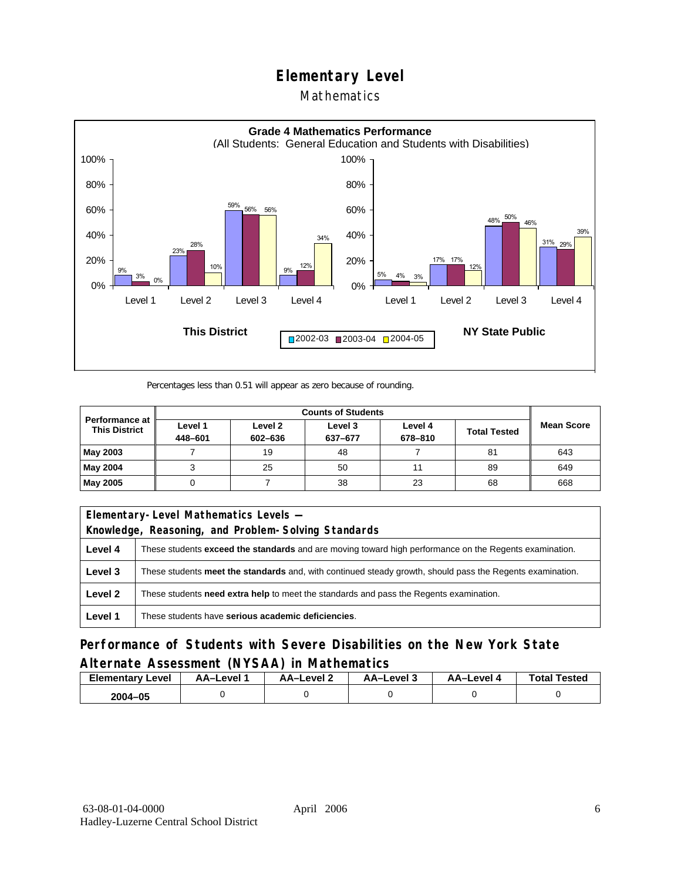# Elementary Level

## Mathematics

**Grade 4 Mathematics Performance**
(All Students: General Education and Students with Disabilities)

| This District | 2002-03 | 2003-04 | 2004-05 |
|---|---|---|---|
| Level 1 | 9% | 3% | 0% |
| Level 2 | 23% | 28% | 10% |
| Level 3 | 59% | 56% | 56% |
| Level 4 | 9% | 12% | 34% |

| NY State Public | 2002-03 | 2003-04 | 2004-05 |
|---|---|---|---|
| Level 1 | 5% | 4% | 3% |
| Level 2 | 17% | 17% | 12% |
| Level 3 | 48% | 50% | 46% |
| Level 4 | 31% | 29% | 39% |

Percentages less than 0.51 will appear as zero because of rounding.

| Performance at This District | Counts of Students | | | | | Mean Score |
|---|---|---|---|---|---|---|
| | Level 1 448–601 | Level 2 602–636 | Level 3 637–677 | Level 4 678–810 | Total Tested | |
| **May 2003** | 7 | 19 | 48 | 7 | 81 | 643 |
| **May 2004** | 3 | 25 | 50 | 11 | 89 | 649 |
| **May 2005** | 0 | 7 | 38 | 23 | 68 | 668 |

| Elementary-Level Mathematics Levels — Knowledge, Reasoning, and Problem-Solving Standards | |
|---|---|
| **Level 4** | These students **exceed the standards** and are moving toward high performance on the Regents examination. |
| **Level 3** | These students **meet the standards** and, with continued steady growth, should pass the Regents examination. |
| **Level 2** | These students **need extra help** to meet the standards and pass the Regents examination. |
| **Level 1** | These students have **serious academic deficiencies**. |

## Performance of Students with Severe Disabilities on the New York State Alternate Assessment (NYSAA) in Mathematics

| Elementary Level | AA–Level 1 | AA–Level 2 | AA–Level 3 | AA–Level 4 | Total Tested |
|---|---|---|---|---|---|
| 2004–05 | 0 | 0 | 0 | 0 | 0 |

63-08-01-04-0000
Hadley-Luzerne Central School District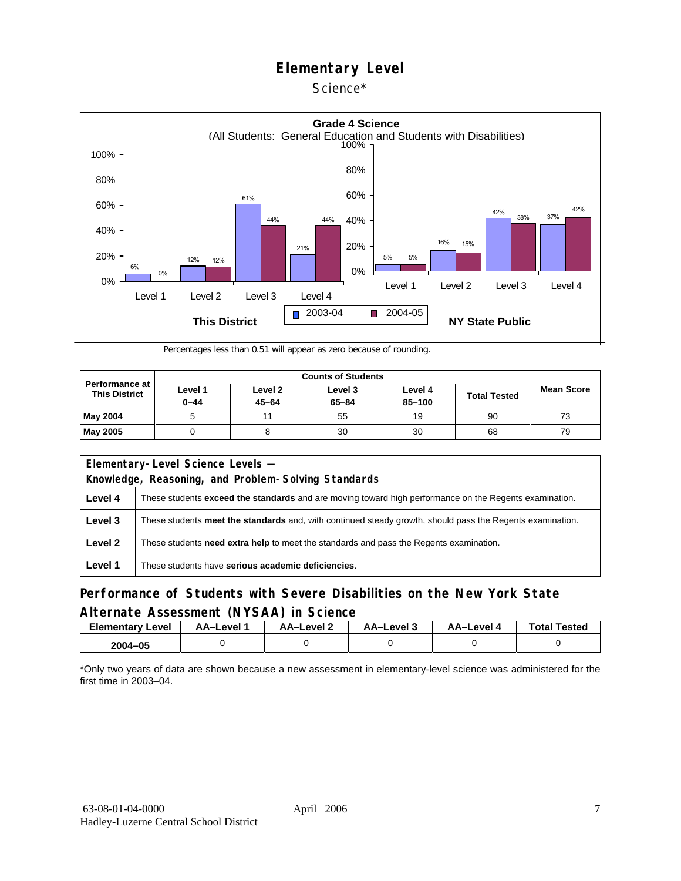# Elementary Level

Science*

**Grade 4 Science**
(All Students: General Education and Students with Disabilities)

| | This District 2003-04 | This District 2004-05 | NY State Public 2003-04 | NY State Public 2004-05 |
|---|---|---|---|---|
| Level 1 | 6% | 0% | 5% | 5% |
| Level 2 | 12% | 12% | 16% | 15% |
| Level 3 | 61% | 44% | 42% | 38% |
| Level 4 | 21% | 44% | 37% | 42% |

Percentages less than 0.51 will appear as zero because of rounding.

| Performance at This District | Counts of Students | | | | | Mean Score |
|---|---|---|---|---|---|---|
| | Level 1 0–44 | Level 2 45–64 | Level 3 65–84 | Level 4 85–100 | Total Tested | |
| May 2004 | 5 | 11 | 55 | 19 | 90 | 73 |
| May 2005 | 0 | 8 | 30 | 30 | 68 | 79 |

| Elementary-Level Science Levels — Knowledge, Reasoning, and Problem-Solving Standards | |
|---|---|
| Level 4 | These students **exceed the standards** and are moving toward high performance on the Regents examination. |
| Level 3 | These students **meet the standards** and, with continued steady growth, should pass the Regents examination. |
| Level 2 | These students **need extra help** to meet the standards and pass the Regents examination. |
| Level 1 | These students have **serious academic deficiencies**. |

## Performance of Students with Severe Disabilities on the New York State Alternate Assessment (NYSAA) in Science

| Elementary Level | AA–Level 1 | AA–Level 2 | AA–Level 3 | AA–Level 4 | Total Tested |
|---|---|---|---|---|---|
| 2004–05 | 0 | 0 | 0 | 0 | 0 |

*Only two years of data are shown because a new assessment in elementary-level science was administered for the first time in 2003–04.

63-08-01-04-0000
Hadley-Luzerne Central School District

April 2006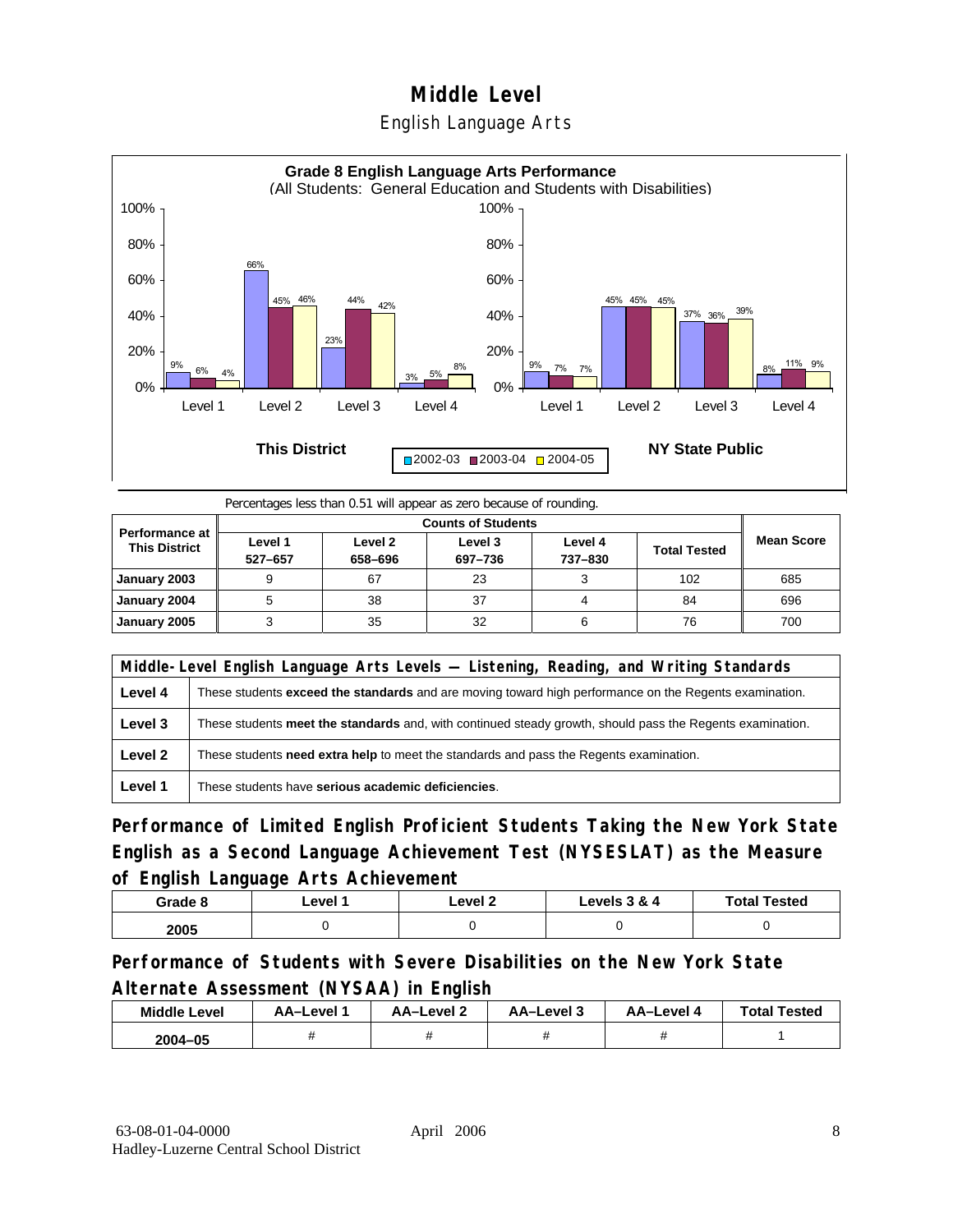# Middle Level

## English Language Arts

**Grade 8 English Language Arts Performance**
(All Students: General Education and Students with Disabilities)

| This District | 2002-03 | 2003-04 | 2004-05 |
|---|---|---|---|
| Level 1 | 9% | 6% | 4% |
| Level 2 | 66% | 45% | 46% |
| Level 3 | 23% | 44% | 42% |
| Level 4 | 3% | 5% | 8% |

| NY State Public | 2002-03 | 2003-04 | 2004-05 |
|---|---|---|---|
| Level 1 | 9% | 7% | 7% |
| Level 2 | 45% | 45% | 45% |
| Level 3 | 37% | 36% | 39% |
| Level 4 | 8% | 11% | 9% |

Percentages less than 0.51 will appear as zero because of rounding.

| Performance at This District | Counts of Students | | | | | Mean Score |
|---|---|---|---|---|---|---|
| | Level 1 527–657 | Level 2 658–696 | Level 3 697–736 | Level 4 737–830 | Total Tested | |
| January 2003 | 9 | 67 | 23 | 3 | 102 | 685 |
| January 2004 | 5 | 38 | 37 | 4 | 84 | 696 |
| January 2005 | 3 | 35 | 32 | 6 | 76 | 700 |

| Middle-Level English Language Arts Levels — Listening, Reading, and Writing Standards | |
|---|---|
| Level 4 | These students **exceed the standards** and are moving toward high performance on the Regents examination. |
| Level 3 | These students **meet the standards** and, with continued steady growth, should pass the Regents examination. |
| Level 2 | These students **need extra help** to meet the standards and pass the Regents examination. |
| Level 1 | These students have **serious academic deficiencies**. |

### Performance of Limited English Proficient Students Taking the New York State English as a Second Language Achievement Test (NYSESLAT) as the Measure of English Language Arts Achievement

| Grade 8 | Level 1 | Level 2 | Levels 3 & 4 | Total Tested |
|---|---|---|---|---|
| 2005 | 0 | 0 | 0 | 0 |

### Performance of Students with Severe Disabilities on the New York State Alternate Assessment (NYSAA) in English

| Middle Level | AA–Level 1 | AA–Level 2 | AA–Level 3 | AA–Level 4 | Total Tested |
|---|---|---|---|---|---|
| 2004–05 | # | # | # | # | 1 |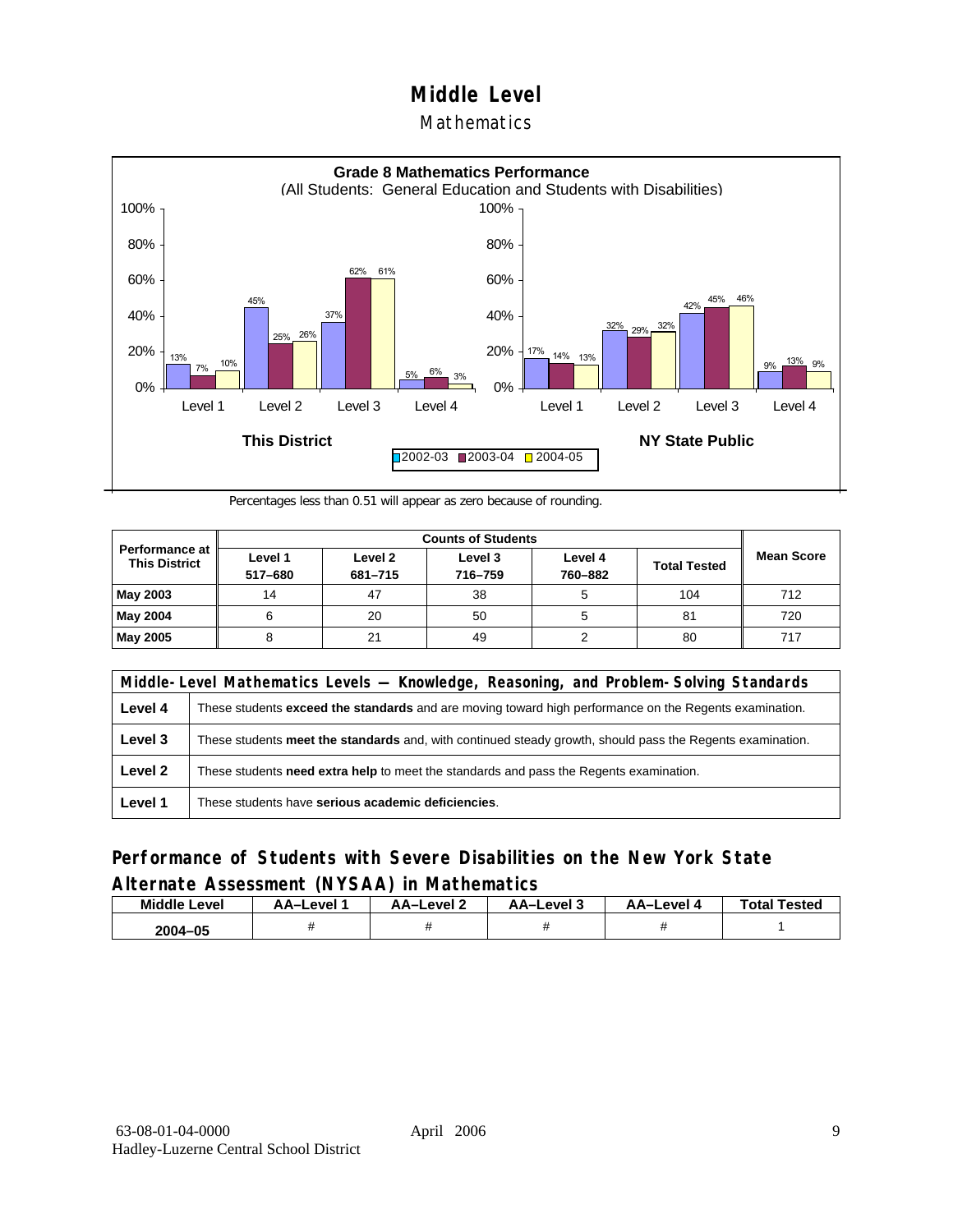# Middle Level

## Mathematics

**Grade 8 Mathematics Performance**
(All Students: General Education and Students with Disabilities)

| This District | 2002-03 | 2003-04 | 2004-05 |
|---|---|---|---|
| Level 1 | 13% | 7% | 10% |
| Level 2 | 45% | 25% | 26% |
| Level 3 | 37% | 62% | 61% |
| Level 4 | 5% | 6% | 3% |

| NY State Public | 2002-03 | 2003-04 | 2004-05 |
|---|---|---|---|
| Level 1 | 17% | 14% | 13% |
| Level 2 | 32% | 29% | 32% |
| Level 3 | 42% | 45% | 46% |
| Level 4 | 9% | 13% | 9% |

Percentages less than 0.51 will appear as zero because of rounding.

| Performance at This District | Counts of Students | | | | | Mean Score |
|---|---|---|---|---|---|---|
| | Level 1 517–680 | Level 2 681–715 | Level 3 716–759 | Level 4 760–882 | Total Tested | |
| **May 2003** | 14 | 47 | 38 | 5 | 104 | 712 |
| **May 2004** | 6 | 20 | 50 | 5 | 81 | 720 |
| **May 2005** | 8 | 21 | 49 | 2 | 80 | 717 |

| Middle-Level Mathematics Levels — Knowledge, Reasoning, and Problem-Solving Standards | |
|---|---|
| **Level 4** | These students **exceed the standards** and are moving toward high performance on the Regents examination. |
| **Level 3** | These students **meet the standards** and, with continued steady growth, should pass the Regents examination. |
| **Level 2** | These students **need extra help** to meet the standards and pass the Regents examination. |
| **Level 1** | These students have **serious academic deficiencies**. |

## Performance of Students with Severe Disabilities on the New York State Alternate Assessment (NYSAA) in Mathematics

| Middle Level | AA–Level 1 | AA–Level 2 | AA–Level 3 | AA–Level 4 | Total Tested |
|---|---|---|---|---|---|
| 2004–05 | # | # | # | # | 1 |

63-08-01-04-0000 April 2006
Hadley-Luzerne Central School District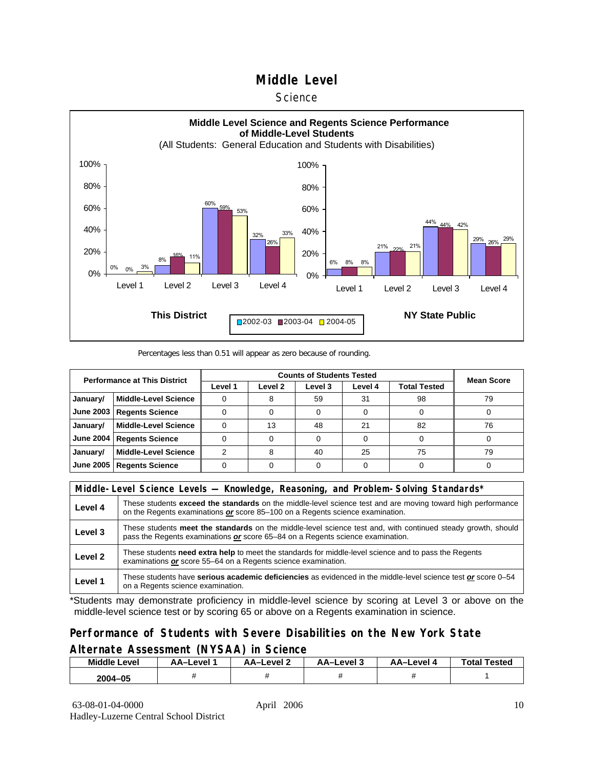# Middle Level

Science

**Middle Level Science and Regents Science Performance of Middle-Level Students**
(All Students: General Education and Students with Disabilities)

**This District**

| | 2002-03 | 2003-04 | 2004-05 |
|---|---|---|---|
| Level 1 | 0% | 0% | 3% |
| Level 2 | 8% | 16% | 11% |
| Level 3 | 60% | 59% | 53% |
| Level 4 | 32% | 26% | 33% |

**NY State Public**

| | 2002-03 | 2003-04 | 2004-05 |
|---|---|---|---|
| Level 1 | 6% | 8% | 8% |
| Level 2 | 21% | 22% | 21% |
| Level 3 | 44% | 44% | 42% |
| Level 4 | 29% | 26% | 29% |

Percentages less than 0.51 will appear as zero because of rounding.

| Performance at This District | | Counts of Students Tested | | | | | Mean Score |
|---|---|---|---|---|---|---|---|
| | | Level 1 | Level 2 | Level 3 | Level 4 | Total Tested | |
| January/ | Middle-Level Science | 0 | 8 | 59 | 31 | 98 | 79 |
| June 2003 | Regents Science | 0 | 0 | 0 | 0 | 0 | 0 |
| January/ | Middle-Level Science | 0 | 13 | 48 | 21 | 82 | 76 |
| June 2004 | Regents Science | 0 | 0 | 0 | 0 | 0 | 0 |
| January/ | Middle-Level Science | 2 | 8 | 40 | 25 | 75 | 79 |
| June 2005 | Regents Science | 0 | 0 | 0 | 0 | 0 | 0 |

| Middle-Level Science Levels — Knowledge, Reasoning, and Problem-Solving Standards* | |
|---|---|
| Level 4 | These students **exceed the standards** on the middle-level science test and are moving toward high performance on the Regents examinations ***or*** score 85–100 on a Regents science examination. |
| Level 3 | These students **meet the standards** on the middle-level science test and, with continued steady growth, should pass the Regents examinations ***or*** score 65–84 on a Regents science examination. |
| Level 2 | These students **need extra help** to meet the standards for middle-level science and to pass the Regents examinations ***or*** score 55–64 on a Regents science examination. |
| Level 1 | These students have **serious academic deficiencies** as evidenced in the middle-level science test ***or*** score 0–54 on a Regents science examination. |

*Students may demonstrate proficiency in middle-level science by scoring at Level 3 or above on the middle-level science test or by scoring 65 or above on a Regents examination in science.

## Performance of Students with Severe Disabilities on the New York State Alternate Assessment (NYSAA) in Science

| Middle Level | AA–Level 1 | AA–Level 2 | AA–Level 3 | AA–Level 4 | Total Tested |
|---|---|---|---|---|---|
| 2004–05 | # | # | # | # | 1 |

63-08-01-04-0000
Hadley-Luzerne Central School District

April 2006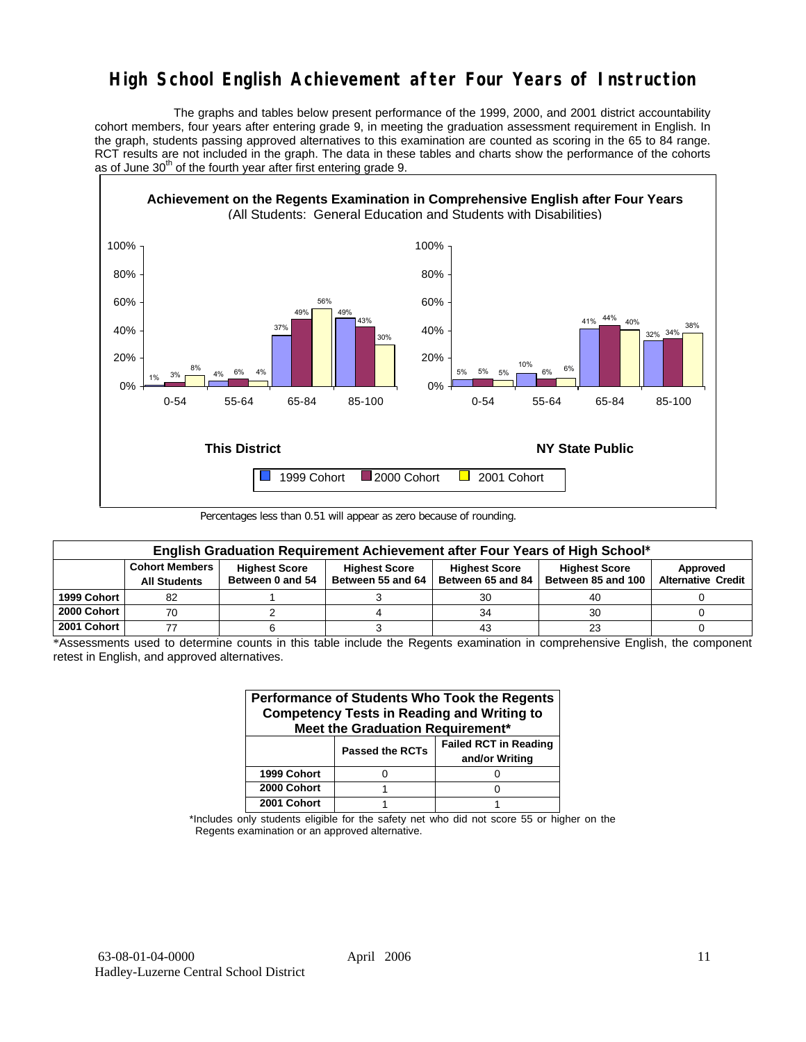# High School English Achievement after Four Years of Instruction

The graphs and tables below present performance of the 1999, 2000, and 2001 district accountability cohort members, four years after entering grade 9, in meeting the graduation assessment requirement in English. In the graph, students passing approved alternatives to this examination are counted as scoring in the 65 to 84 range. RCT results are not included in the graph. The data in these tables and charts show the performance of the cohorts as of June 30th of the fourth year after first entering grade 9.

**Achievement on the Regents Examination in Comprehensive English after Four Years**
(All Students: General Education and Students with Disabilities)

**This District**

| Score Range | 1999 Cohort | 2000 Cohort | 2001 Cohort |
|---|---|---|---|
| 0-54 | 1% | 3% | 8% |
| 55-64 | 4% | 6% | 4% |
| 65-84 | 37% | 49% | 56% |
| 85-100 | 49% | 43% | 30% |

**NY State Public**

| Score Range | 1999 Cohort | 2000 Cohort | 2001 Cohort |
|---|---|---|---|
| 0-54 | 5% | 5% | 5% |
| 55-64 | 10% | 6% | 6% |
| 65-84 | 41% | 44% | 40% |
| 85-100 | 32% | 34% | 38% |

Percentages less than 0.51 will appear as zero because of rounding.

**English Graduation Requirement Achievement after Four Years of High School***

| | Cohort Members All Students | Highest Score Between 0 and 54 | Highest Score Between 55 and 64 | Highest Score Between 65 and 84 | Highest Score Between 85 and 100 | Approved Alternative Credit |
|---|---|---|---|---|---|---|
| 1999 Cohort | 82 | 1 | 3 | 30 | 40 | 0 |
| 2000 Cohort | 70 | 2 | 4 | 34 | 30 | 0 |
| 2001 Cohort | 77 | 6 | 3 | 43 | 23 | 0 |

*Assessments used to determine counts in this table include the Regents examination in comprehensive English, the component retest in English, and approved alternatives.

**Performance of Students Who Took the Regents Competency Tests in Reading and Writing to Meet the Graduation Requirement***

| | Passed the RCTs | Failed RCT in Reading and/or Writing |
|---|---|---|
| 1999 Cohort | 0 | 0 |
| 2000 Cohort | 1 | 0 |
| 2001 Cohort | 1 | 1 |

*Includes only students eligible for the safety net who did not score 55 or higher on the Regents examination or an approved alternative.

63-08-01-04-0000 April 2006
Hadley-Luzerne Central School District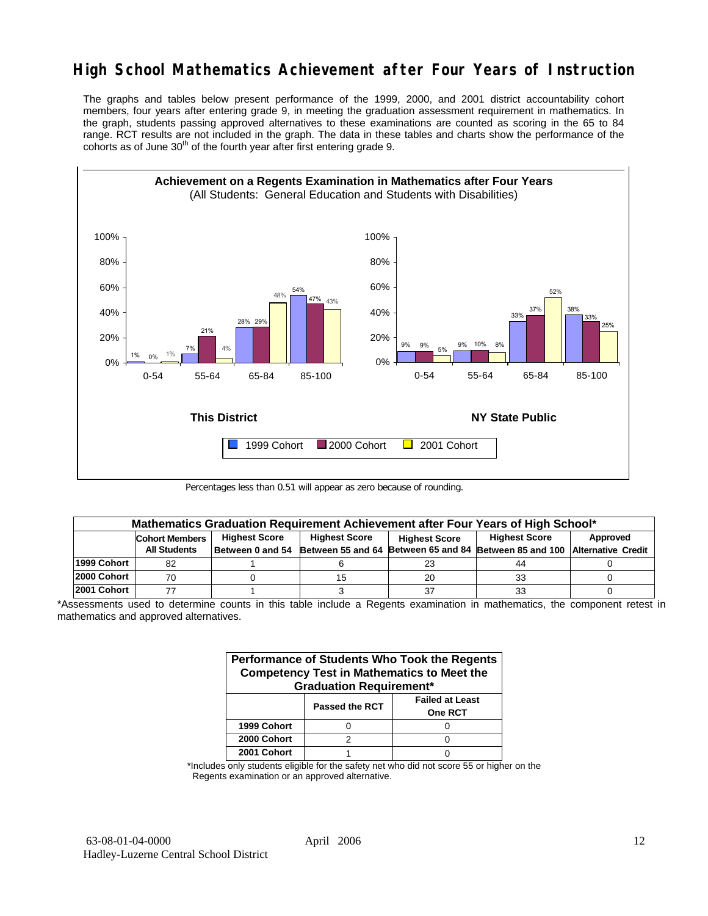# High School Mathematics Achievement after Four Years of Instruction

The graphs and tables below present performance of the 1999, 2000, and 2001 district accountability cohort members, four years after entering grade 9, in meeting the graduation assessment requirement in mathematics. In the graph, students passing approved alternatives to these examinations are counted as scoring in the 65 to 84 range. RCT results are not included in the graph. The data in these tables and charts show the performance of the cohorts as of June 30th of the fourth year after first entering grade 9.

**Achievement on a Regents Examination in Mathematics after Four Years**
(All Students: General Education and Students with Disabilities)

**This District**

| Score Range | 1999 Cohort | 2000 Cohort | 2001 Cohort |
|---|---|---|---|
| 0-54 | 1% | 0% | 1% |
| 55-64 | 7% | 21% | 4% |
| 65-84 | 28% | 29% | 48% |
| 85-100 | 54% | 47% | 43% |

**NY State Public**

| Score Range | 1999 Cohort | 2000 Cohort | 2001 Cohort |
|---|---|---|---|
| 0-54 | 9% | 9% | 5% |
| 55-64 | 9% | 10% | 8% |
| 65-84 | 33% | 37% | 52% |
| 85-100 | 38% | 33% | 25% |

Percentages less than 0.51 will appear as zero because of rounding.

**Mathematics Graduation Requirement Achievement after Four Years of High School***

| | Cohort Members All Students | Highest Score Between 0 and 54 | Highest Score Between 55 and 64 | Highest Score Between 65 and 84 | Highest Score Between 85 and 100 | Approved Alternative Credit |
|---|---|---|---|---|---|---|
| 1999 Cohort | 82 | 1 | 6 | 23 | 44 | 0 |
| 2000 Cohort | 70 | 0 | 15 | 20 | 33 | 0 |
| 2001 Cohort | 77 | 1 | 3 | 37 | 33 | 0 |

*Assessments used to determine counts in this table include a Regents examination in mathematics, the component retest in mathematics and approved alternatives.

**Performance of Students Who Took the Regents Competency Test in Mathematics to Meet the Graduation Requirement***

| | Passed the RCT | Failed at Least One RCT |
|---|---|---|
| 1999 Cohort | 0 | 0 |
| 2000 Cohort | 2 | 0 |
| 2001 Cohort | 1 | 0 |

*Includes only students eligible for the safety net who did not score 55 or higher on the Regents examination or an approved alternative.

63-08-01-04-0000 April 2006
Hadley-Luzerne Central School District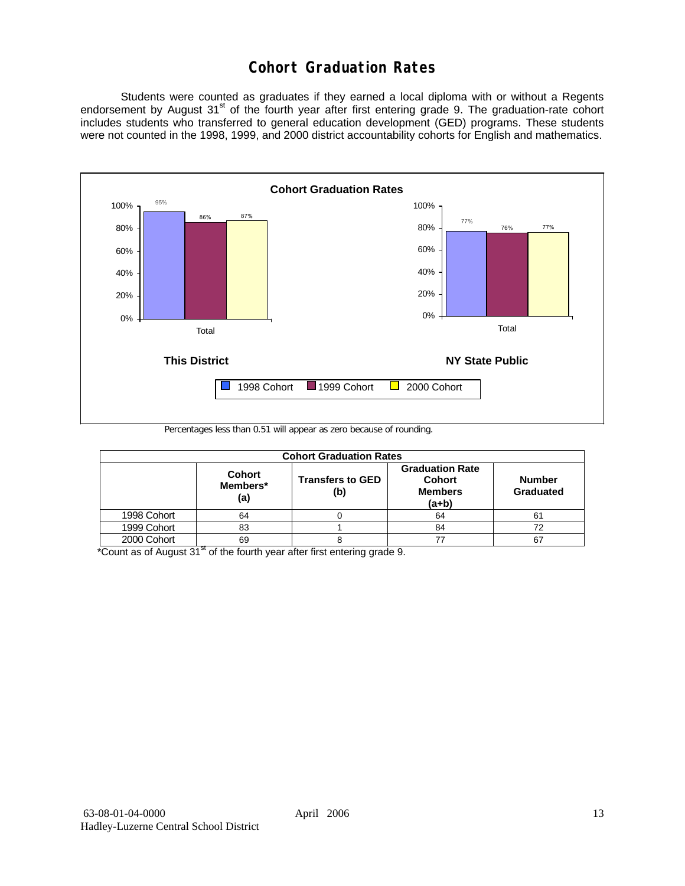# Cohort Graduation Rates

Students were counted as graduates if they earned a local diploma with or without a Regents endorsement by August 31st of the fourth year after first entering grade 9. The graduation-rate cohort includes students who transferred to general education development (GED) programs. These students were not counted in the 1998, 1999, and 2000 district accountability cohorts for English and mathematics.

**Cohort Graduation Rates**

| | 1998 Cohort | 1999 Cohort | 2000 Cohort |
|---|---|---|---|
| This District (Total) | 95% | 86% | 87% |
| NY State Public (Total) | 77% | 76% | 77% |

Percentages less than 0.51 will appear as zero because of rounding.

| Cohort Graduation Rates | | | | |
|---|---|---|---|---|
| | **Cohort Members* (a)** | **Transfers to GED (b)** | **Graduation Rate Cohort Members (a+b)** | **Number Graduated** |
| 1998 Cohort | 64 | 0 | 64 | 61 |
| 1999 Cohort | 83 | 1 | 84 | 72 |
| 2000 Cohort | 69 | 8 | 77 | 67 |

*Count as of August 31st of the fourth year after first entering grade 9.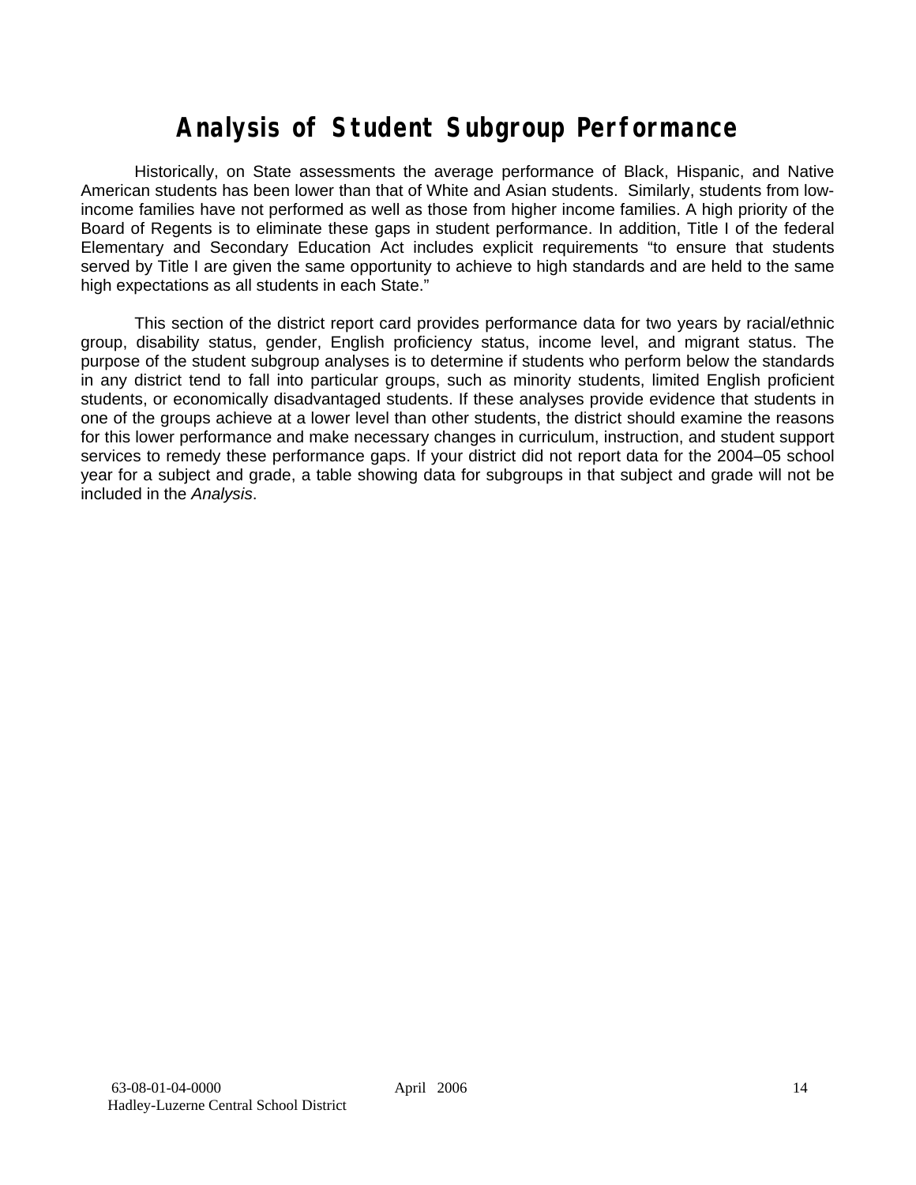# Analysis of Student Subgroup Performance

Historically, on State assessments the average performance of Black, Hispanic, and Native American students has been lower than that of White and Asian students. Similarly, students from low-income families have not performed as well as those from higher income families. A high priority of the Board of Regents is to eliminate these gaps in student performance. In addition, Title I of the federal Elementary and Secondary Education Act includes explicit requirements "to ensure that students served by Title I are given the same opportunity to achieve to high standards and are held to the same high expectations as all students in each State."

This section of the district report card provides performance data for two years by racial/ethnic group, disability status, gender, English proficiency status, income level, and migrant status. The purpose of the student subgroup analyses is to determine if students who perform below the standards in any district tend to fall into particular groups, such as minority students, limited English proficient students, or economically disadvantaged students. If these analyses provide evidence that students in one of the groups achieve at a lower level than other students, the district should examine the reasons for this lower performance and make necessary changes in curriculum, instruction, and student support services to remedy these performance gaps. If your district did not report data for the 2004–05 school year for a subject and grade, a table showing data for subgroups in that subject and grade will not be included in the *Analysis*.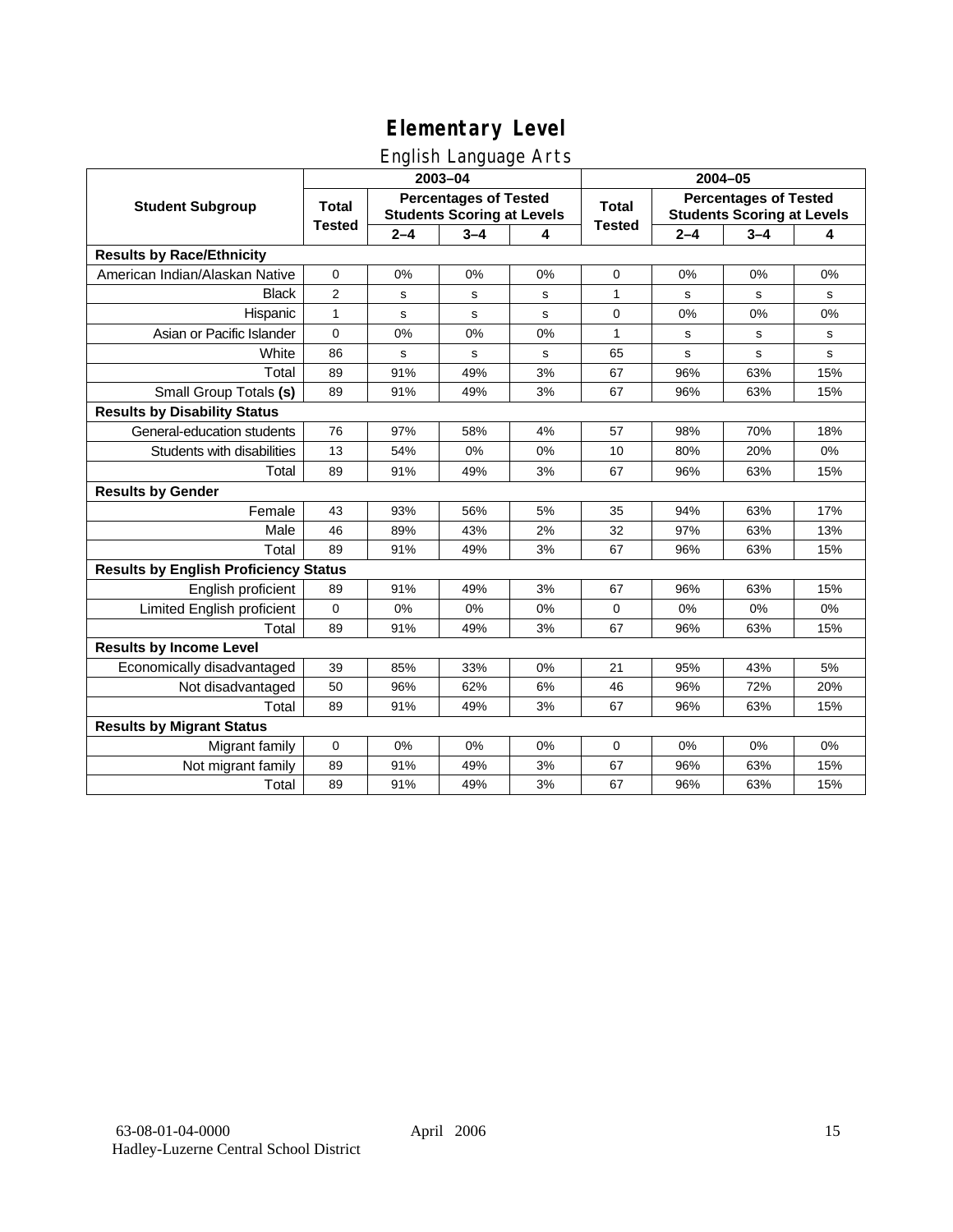# Elementary Level

## English Language Arts

| Student Subgroup | 2003–04 | | | | 2004–05 | | | |
|---|---|---|---|---|---|---|---|---|
| | Total Tested | Percentages of Tested Students Scoring at Levels | | | Total Tested | Percentages of Tested Students Scoring at Levels | | |
| | | 2–4 | 3–4 | 4 | | 2–4 | 3–4 | 4 |
| **Results by Race/Ethnicity** | | | | | | | | |
| American Indian/Alaskan Native | 0 | 0% | 0% | 0% | 0 | 0% | 0% | 0% |
| Black | 2 | s | s | s | 1 | s | s | s |
| Hispanic | 1 | s | s | s | 0 | 0% | 0% | 0% |
| Asian or Pacific Islander | 0 | 0% | 0% | 0% | 1 | s | s | s |
| White | 86 | s | s | s | 65 | s | s | s |
| Total | 89 | 91% | 49% | 3% | 67 | 96% | 63% | 15% |
| Small Group Totals **(s)** | 89 | 91% | 49% | 3% | 67 | 96% | 63% | 15% |
| **Results by Disability Status** | | | | | | | | |
| General-education students | 76 | 97% | 58% | 4% | 57 | 98% | 70% | 18% |
| Students with disabilities | 13 | 54% | 0% | 0% | 10 | 80% | 20% | 0% |
| Total | 89 | 91% | 49% | 3% | 67 | 96% | 63% | 15% |
| **Results by Gender** | | | | | | | | |
| Female | 43 | 93% | 56% | 5% | 35 | 94% | 63% | 17% |
| Male | 46 | 89% | 43% | 2% | 32 | 97% | 63% | 13% |
| Total | 89 | 91% | 49% | 3% | 67 | 96% | 63% | 15% |
| **Results by English Proficiency Status** | | | | | | | | |
| English proficient | 89 | 91% | 49% | 3% | 67 | 96% | 63% | 15% |
| Limited English proficient | 0 | 0% | 0% | 0% | 0 | 0% | 0% | 0% |
| Total | 89 | 91% | 49% | 3% | 67 | 96% | 63% | 15% |
| **Results by Income Level** | | | | | | | | |
| Economically disadvantaged | 39 | 85% | 33% | 0% | 21 | 95% | 43% | 5% |
| Not disadvantaged | 50 | 96% | 62% | 6% | 46 | 96% | 72% | 20% |
| Total | 89 | 91% | 49% | 3% | 67 | 96% | 63% | 15% |
| **Results by Migrant Status** | | | | | | | | |
| Migrant family | 0 | 0% | 0% | 0% | 0 | 0% | 0% | 0% |
| Not migrant family | 89 | 91% | 49% | 3% | 67 | 96% | 63% | 15% |
| Total | 89 | 91% | 49% | 3% | 67 | 96% | 63% | 15% |

63-08-01-04-0000 April 2006
Hadley-Luzerne Central School District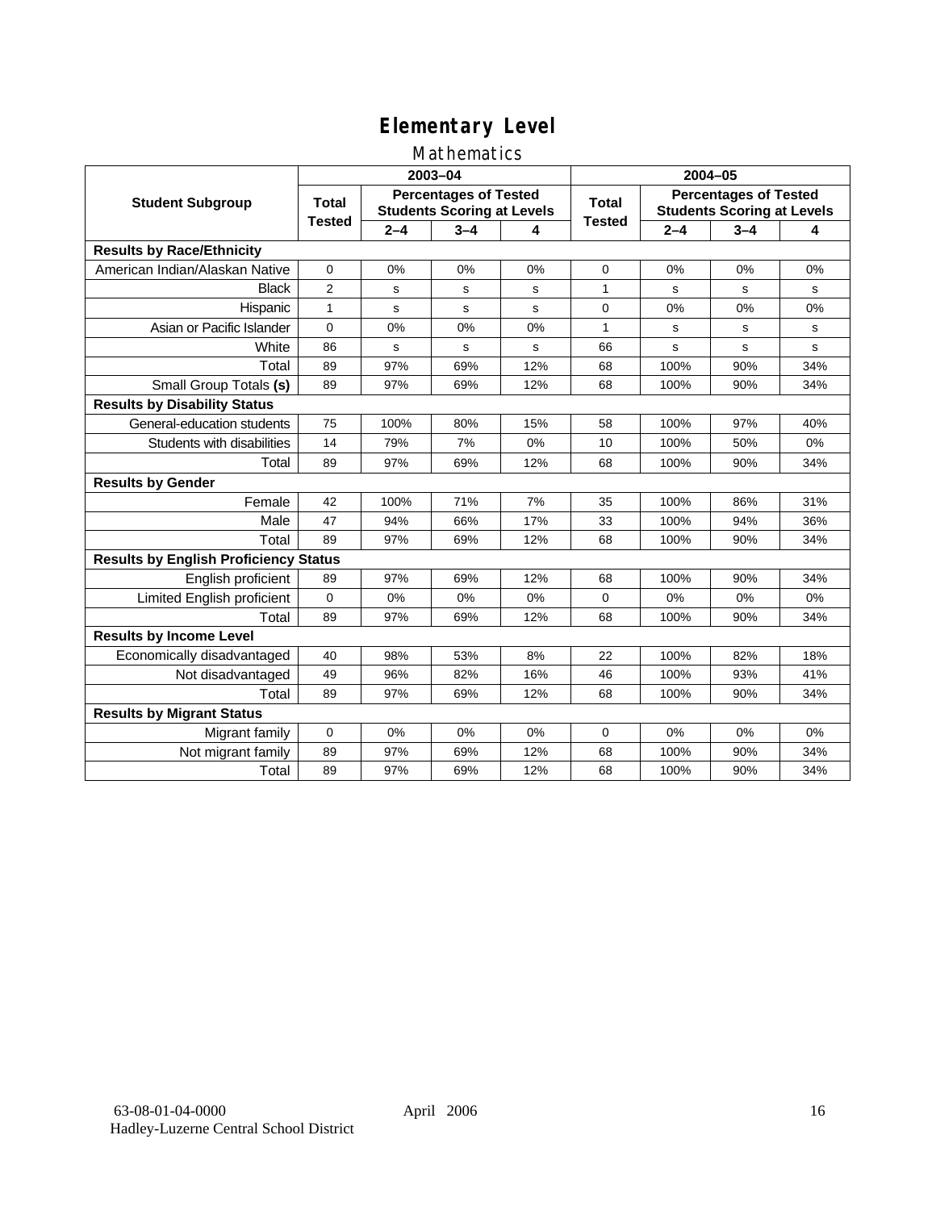# Elementary Level

## Mathematics

| Student Subgroup | 2003–04 | | | | 2004–05 | | | |
|---|---|---|---|---|---|---|---|---|
| | Total Tested | Percentages of Tested Students Scoring at Levels | | | Total Tested | Percentages of Tested Students Scoring at Levels | | |
| | | 2–4 | 3–4 | 4 | | 2–4 | 3–4 | 4 |
| **Results by Race/Ethnicity** | | | | | | | | |
| American Indian/Alaskan Native | 0 | 0% | 0% | 0% | 0 | 0% | 0% | 0% |
| Black | 2 | s | s | s | 1 | s | s | s |
| Hispanic | 1 | s | s | s | 0 | 0% | 0% | 0% |
| Asian or Pacific Islander | 0 | 0% | 0% | 0% | 1 | s | s | s |
| White | 86 | s | s | s | 66 | s | s | s |
| Total | 89 | 97% | 69% | 12% | 68 | 100% | 90% | 34% |
| Small Group Totals **(s)** | 89 | 97% | 69% | 12% | 68 | 100% | 90% | 34% |
| **Results by Disability Status** | | | | | | | | |
| General-education students | 75 | 100% | 80% | 15% | 58 | 100% | 97% | 40% |
| Students with disabilities | 14 | 79% | 7% | 0% | 10 | 100% | 50% | 0% |
| Total | 89 | 97% | 69% | 12% | 68 | 100% | 90% | 34% |
| **Results by Gender** | | | | | | | | |
| Female | 42 | 100% | 71% | 7% | 35 | 100% | 86% | 31% |
| Male | 47 | 94% | 66% | 17% | 33 | 100% | 94% | 36% |
| Total | 89 | 97% | 69% | 12% | 68 | 100% | 90% | 34% |
| **Results by English Proficiency Status** | | | | | | | | |
| English proficient | 89 | 97% | 69% | 12% | 68 | 100% | 90% | 34% |
| Limited English proficient | 0 | 0% | 0% | 0% | 0 | 0% | 0% | 0% |
| Total | 89 | 97% | 69% | 12% | 68 | 100% | 90% | 34% |
| **Results by Income Level** | | | | | | | | |
| Economically disadvantaged | 40 | 98% | 53% | 8% | 22 | 100% | 82% | 18% |
| Not disadvantaged | 49 | 96% | 82% | 16% | 46 | 100% | 93% | 41% |
| Total | 89 | 97% | 69% | 12% | 68 | 100% | 90% | 34% |
| **Results by Migrant Status** | | | | | | | | |
| Migrant family | 0 | 0% | 0% | 0% | 0 | 0% | 0% | 0% |
| Not migrant family | 89 | 97% | 69% | 12% | 68 | 100% | 90% | 34% |
| Total | 89 | 97% | 69% | 12% | 68 | 100% | 90% | 34% |

63-08-01-04-0000
Hadley-Luzerne Central School District

April 2006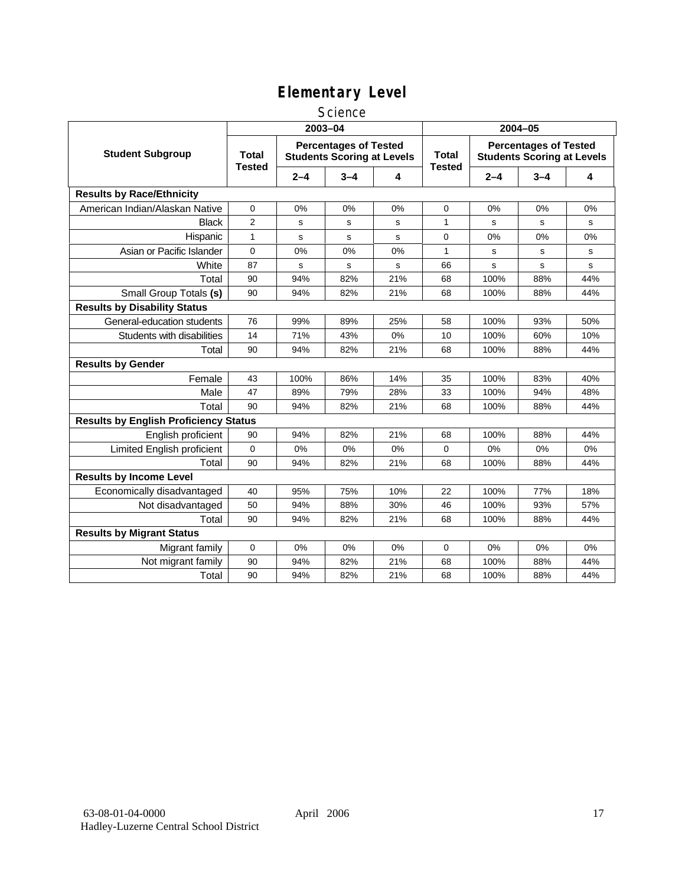# Elementary Level

## Science

| Student Subgroup | 2003–04 | | | | 2004–05 | | | |
|---|---|---|---|---|---|---|---|---|
| | Total Tested | Percentages of Tested Students Scoring at Levels | | | Total Tested | Percentages of Tested Students Scoring at Levels | | |
| | | 2–4 | 3–4 | 4 | | 2–4 | 3–4 | 4 |
| **Results by Race/Ethnicity** | | | | | | | | |
| American Indian/Alaskan Native | 0 | 0% | 0% | 0% | 0 | 0% | 0% | 0% |
| Black | 2 | s | s | s | 1 | s | s | s |
| Hispanic | 1 | s | s | s | 0 | 0% | 0% | 0% |
| Asian or Pacific Islander | 0 | 0% | 0% | 0% | 1 | s | s | s |
| White | 87 | s | s | s | 66 | s | s | s |
| Total | 90 | 94% | 82% | 21% | 68 | 100% | 88% | 44% |
| Small Group Totals **(s)** | 90 | 94% | 82% | 21% | 68 | 100% | 88% | 44% |
| **Results by Disability Status** | | | | | | | | |
| General-education students | 76 | 99% | 89% | 25% | 58 | 100% | 93% | 50% |
| Students with disabilities | 14 | 71% | 43% | 0% | 10 | 100% | 60% | 10% |
| Total | 90 | 94% | 82% | 21% | 68 | 100% | 88% | 44% |
| **Results by Gender** | | | | | | | | |
| Female | 43 | 100% | 86% | 14% | 35 | 100% | 83% | 40% |
| Male | 47 | 89% | 79% | 28% | 33 | 100% | 94% | 48% |
| Total | 90 | 94% | 82% | 21% | 68 | 100% | 88% | 44% |
| **Results by English Proficiency Status** | | | | | | | | |
| English proficient | 90 | 94% | 82% | 21% | 68 | 100% | 88% | 44% |
| Limited English proficient | 0 | 0% | 0% | 0% | 0 | 0% | 0% | 0% |
| Total | 90 | 94% | 82% | 21% | 68 | 100% | 88% | 44% |
| **Results by Income Level** | | | | | | | | |
| Economically disadvantaged | 40 | 95% | 75% | 10% | 22 | 100% | 77% | 18% |
| Not disadvantaged | 50 | 94% | 88% | 30% | 46 | 100% | 93% | 57% |
| Total | 90 | 94% | 82% | 21% | 68 | 100% | 88% | 44% |
| **Results by Migrant Status** | | | | | | | | |
| Migrant family | 0 | 0% | 0% | 0% | 0 | 0% | 0% | 0% |
| Not migrant family | 90 | 94% | 82% | 21% | 68 | 100% | 88% | 44% |
| Total | 90 | 94% | 82% | 21% | 68 | 100% | 88% | 44% |

63-08-01-04-0000 April 2006
Hadley-Luzerne Central School District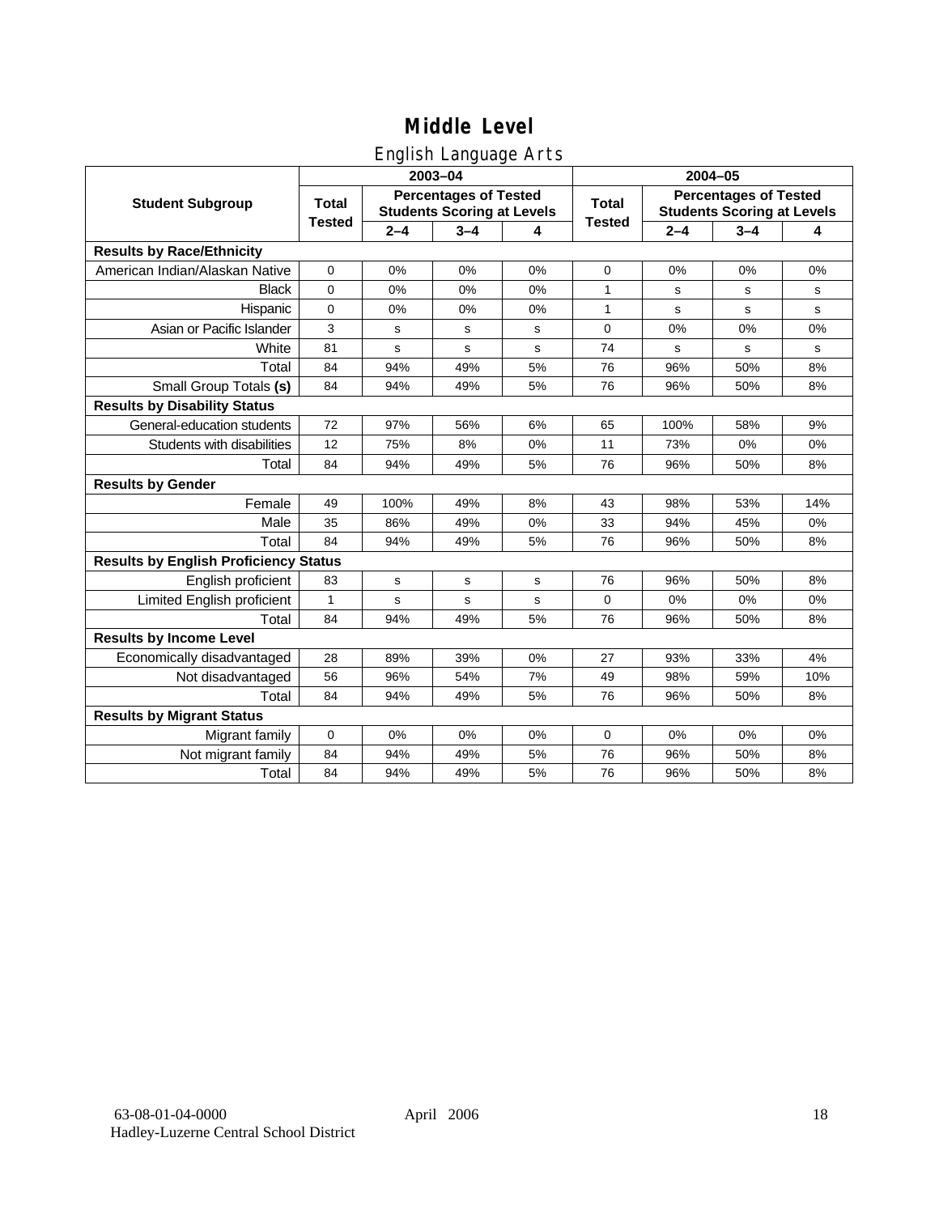# Middle Level

## English Language Arts

| Student Subgroup | 2003–04 | | | | 2004–05 | | | |
|---|---|---|---|---|---|---|---|---|
| | Total Tested | Percentages of Tested Students Scoring at Levels | | | Total Tested | Percentages of Tested Students Scoring at Levels | | |
| | | 2–4 | 3–4 | 4 | | 2–4 | 3–4 | 4 |
| **Results by Race/Ethnicity** | | | | | | | | |
| American Indian/Alaskan Native | 0 | 0% | 0% | 0% | 0 | 0% | 0% | 0% |
| Black | 0 | 0% | 0% | 0% | 1 | s | s | s |
| Hispanic | 0 | 0% | 0% | 0% | 1 | s | s | s |
| Asian or Pacific Islander | 3 | s | s | s | 0 | 0% | 0% | 0% |
| White | 81 | s | s | s | 74 | s | s | s |
| Total | 84 | 94% | 49% | 5% | 76 | 96% | 50% | 8% |
| Small Group Totals **(s)** | 84 | 94% | 49% | 5% | 76 | 96% | 50% | 8% |
| **Results by Disability Status** | | | | | | | | |
| General-education students | 72 | 97% | 56% | 6% | 65 | 100% | 58% | 9% |
| Students with disabilities | 12 | 75% | 8% | 0% | 11 | 73% | 0% | 0% |
| Total | 84 | 94% | 49% | 5% | 76 | 96% | 50% | 8% |
| **Results by Gender** | | | | | | | | |
| Female | 49 | 100% | 49% | 8% | 43 | 98% | 53% | 14% |
| Male | 35 | 86% | 49% | 0% | 33 | 94% | 45% | 0% |
| Total | 84 | 94% | 49% | 5% | 76 | 96% | 50% | 8% |
| **Results by English Proficiency Status** | | | | | | | | |
| English proficient | 83 | s | s | s | 76 | 96% | 50% | 8% |
| Limited English proficient | 1 | s | s | s | 0 | 0% | 0% | 0% |
| Total | 84 | 94% | 49% | 5% | 76 | 96% | 50% | 8% |
| **Results by Income Level** | | | | | | | | |
| Economically disadvantaged | 28 | 89% | 39% | 0% | 27 | 93% | 33% | 4% |
| Not disadvantaged | 56 | 96% | 54% | 7% | 49 | 98% | 59% | 10% |
| Total | 84 | 94% | 49% | 5% | 76 | 96% | 50% | 8% |
| **Results by Migrant Status** | | | | | | | | |
| Migrant family | 0 | 0% | 0% | 0% | 0 | 0% | 0% | 0% |
| Not migrant family | 84 | 94% | 49% | 5% | 76 | 96% | 50% | 8% |
| Total | 84 | 94% | 49% | 5% | 76 | 96% | 50% | 8% |

63-08-01-04-0000
Hadley-Luzerne Central School District

April 2006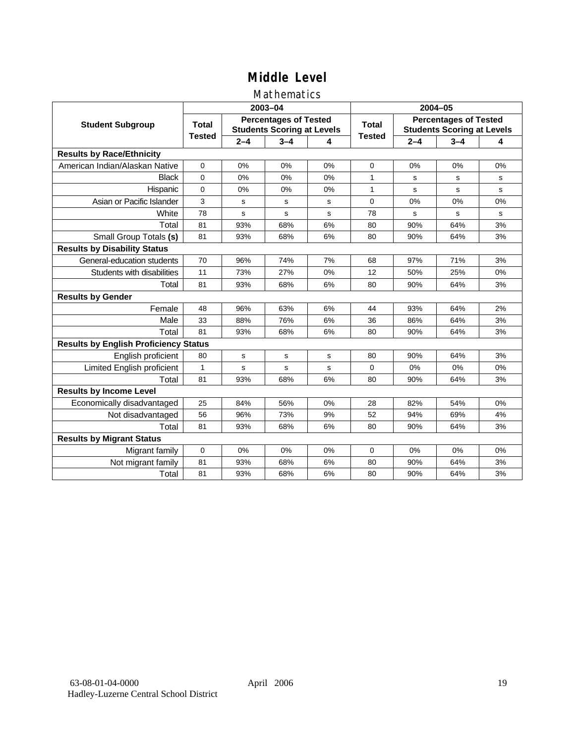# Middle Level

## Mathematics

| Student Subgroup | 2003–04 | | | | 2004–05 | | | |
|---|---|---|---|---|---|---|---|---|
| | Total Tested | Percentages of Tested Students Scoring at Levels | | | Total Tested | Percentages of Tested Students Scoring at Levels | | |
| | | 2–4 | 3–4 | 4 | | 2–4 | 3–4 | 4 |
| **Results by Race/Ethnicity** | | | | | | | | |
| American Indian/Alaskan Native | 0 | 0% | 0% | 0% | 0 | 0% | 0% | 0% |
| Black | 0 | 0% | 0% | 0% | 1 | s | s | s |
| Hispanic | 0 | 0% | 0% | 0% | 1 | s | s | s |
| Asian or Pacific Islander | 3 | s | s | s | 0 | 0% | 0% | 0% |
| White | 78 | s | s | s | 78 | s | s | s |
| Total | 81 | 93% | 68% | 6% | 80 | 90% | 64% | 3% |
| Small Group Totals **(s)** | 81 | 93% | 68% | 6% | 80 | 90% | 64% | 3% |
| **Results by Disability Status** | | | | | | | | |
| General-education students | 70 | 96% | 74% | 7% | 68 | 97% | 71% | 3% |
| Students with disabilities | 11 | 73% | 27% | 0% | 12 | 50% | 25% | 0% |
| Total | 81 | 93% | 68% | 6% | 80 | 90% | 64% | 3% |
| **Results by Gender** | | | | | | | | |
| Female | 48 | 96% | 63% | 6% | 44 | 93% | 64% | 2% |
| Male | 33 | 88% | 76% | 6% | 36 | 86% | 64% | 3% |
| Total | 81 | 93% | 68% | 6% | 80 | 90% | 64% | 3% |
| **Results by English Proficiency Status** | | | | | | | | |
| English proficient | 80 | s | s | s | 80 | 90% | 64% | 3% |
| Limited English proficient | 1 | s | s | s | 0 | 0% | 0% | 0% |
| Total | 81 | 93% | 68% | 6% | 80 | 90% | 64% | 3% |
| **Results by Income Level** | | | | | | | | |
| Economically disadvantaged | 25 | 84% | 56% | 0% | 28 | 82% | 54% | 0% |
| Not disadvantaged | 56 | 96% | 73% | 9% | 52 | 94% | 69% | 4% |
| Total | 81 | 93% | 68% | 6% | 80 | 90% | 64% | 3% |
| **Results by Migrant Status** | | | | | | | | |
| Migrant family | 0 | 0% | 0% | 0% | 0 | 0% | 0% | 0% |
| Not migrant family | 81 | 93% | 68% | 6% | 80 | 90% | 64% | 3% |
| Total | 81 | 93% | 68% | 6% | 80 | 90% | 64% | 3% |

63-08-01-04-0000
Hadley-Luzerne Central School District

April 2006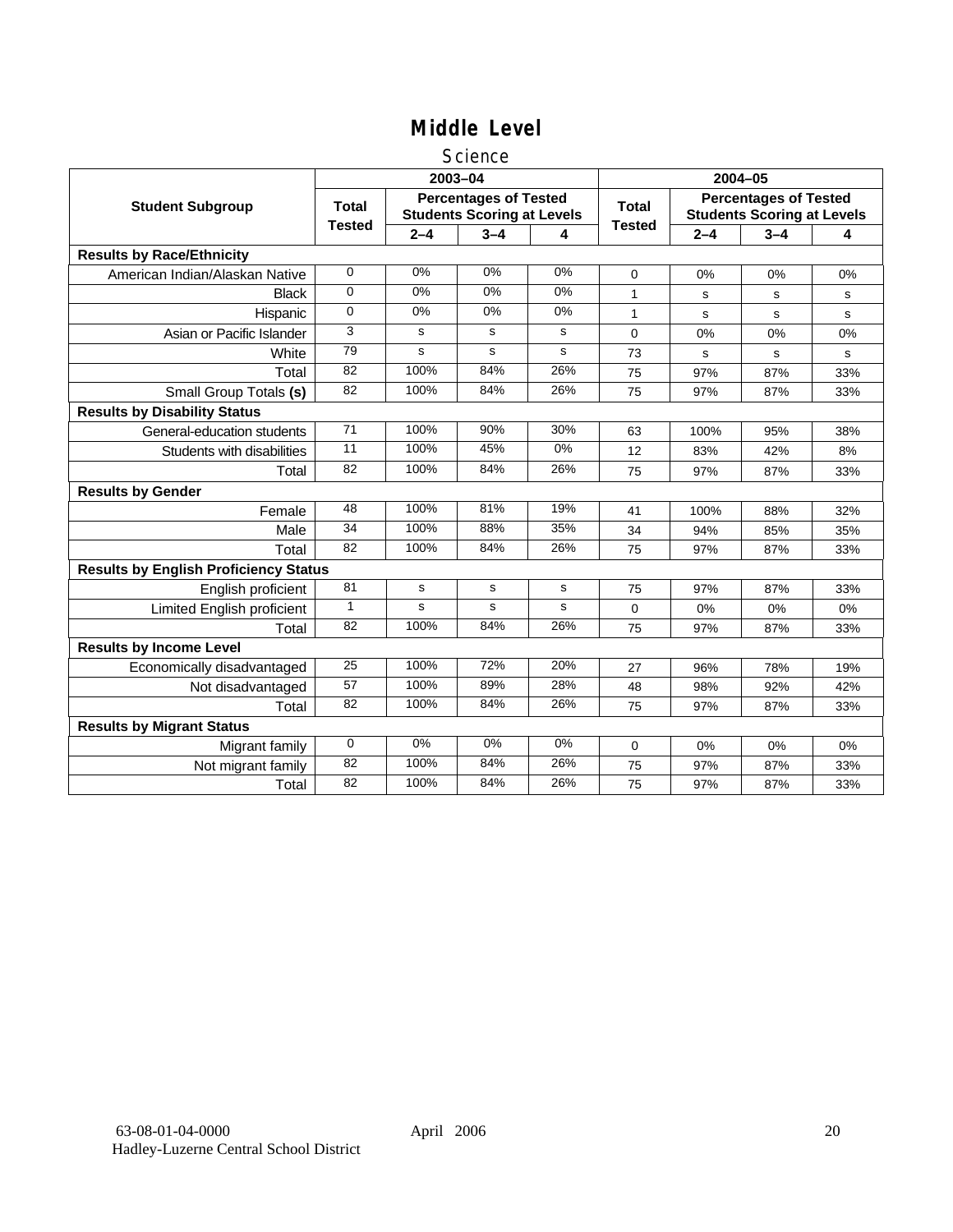# Middle Level

## Science

| Student Subgroup | 2003–04 | | | | 2004–05 | | | |
|---|---|---|---|---|---|---|---|---|
| | Total Tested | Percentages of Tested Students Scoring at Levels | | | Total Tested | Percentages of Tested Students Scoring at Levels | | |
| | | 2–4 | 3–4 | 4 | | 2–4 | 3–4 | 4 |
| **Results by Race/Ethnicity** | | | | | | | | |
| American Indian/Alaskan Native | 0 | 0% | 0% | 0% | 0 | 0% | 0% | 0% |
| Black | 0 | 0% | 0% | 0% | 1 | s | s | s |
| Hispanic | 0 | 0% | 0% | 0% | 1 | s | s | s |
| Asian or Pacific Islander | 3 | s | s | s | 0 | 0% | 0% | 0% |
| White | 79 | s | s | s | 73 | s | s | s |
| Total | 82 | 100% | 84% | 26% | 75 | 97% | 87% | 33% |
| Small Group Totals **(s)** | 82 | 100% | 84% | 26% | 75 | 97% | 87% | 33% |
| **Results by Disability Status** | | | | | | | | |
| General-education students | 71 | 100% | 90% | 30% | 63 | 100% | 95% | 38% |
| Students with disabilities | 11 | 100% | 45% | 0% | 12 | 83% | 42% | 8% |
| Total | 82 | 100% | 84% | 26% | 75 | 97% | 87% | 33% |
| **Results by Gender** | | | | | | | | |
| Female | 48 | 100% | 81% | 19% | 41 | 100% | 88% | 32% |
| Male | 34 | 100% | 88% | 35% | 34 | 94% | 85% | 35% |
| Total | 82 | 100% | 84% | 26% | 75 | 97% | 87% | 33% |
| **Results by English Proficiency Status** | | | | | | | | |
| English proficient | 81 | s | s | s | 75 | 97% | 87% | 33% |
| Limited English proficient | 1 | s | s | s | 0 | 0% | 0% | 0% |
| Total | 82 | 100% | 84% | 26% | 75 | 97% | 87% | 33% |
| **Results by Income Level** | | | | | | | | |
| Economically disadvantaged | 25 | 100% | 72% | 20% | 27 | 96% | 78% | 19% |
| Not disadvantaged | 57 | 100% | 89% | 28% | 48 | 98% | 92% | 42% |
| Total | 82 | 100% | 84% | 26% | 75 | 97% | 87% | 33% |
| **Results by Migrant Status** | | | | | | | | |
| Migrant family | 0 | 0% | 0% | 0% | 0 | 0% | 0% | 0% |
| Not migrant family | 82 | 100% | 84% | 26% | 75 | 97% | 87% | 33% |
| Total | 82 | 100% | 84% | 26% | 75 | 97% | 87% | 33% |

63-08-01-04-0000 April 2006
Hadley-Luzerne Central School District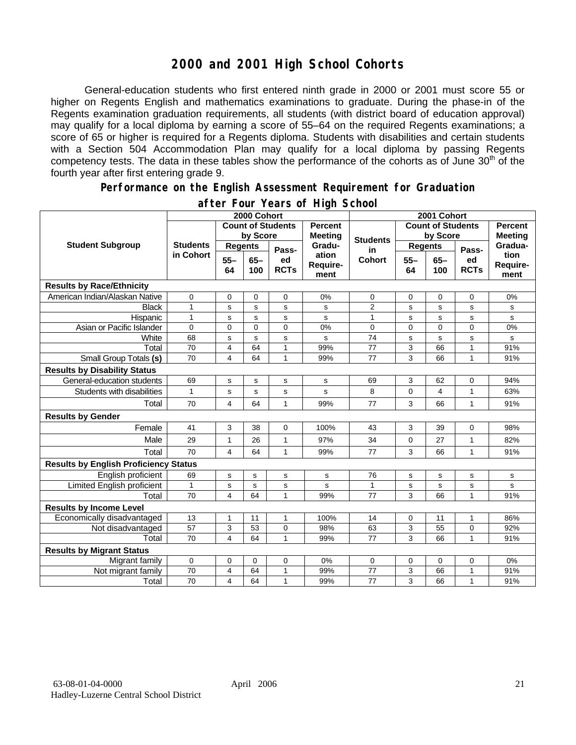# 2000 and 2001 High School Cohorts

General-education students who first entered ninth grade in 2000 or 2001 must score 55 or higher on Regents English and mathematics examinations to graduate. During the phase-in of the Regents examination graduation requirements, all students (with district board of education approval) may qualify for a local diploma by earning a score of 55–64 on the required Regents examinations; a score of 65 or higher is required for a Regents diploma. Students with disabilities and certain students with a Section 504 Accommodation Plan may qualify for a local diploma by passing Regents competency tests. The data in these tables show the performance of the cohorts as of June 30th of the fourth year after first entering grade 9.

## Performance on the English Assessment Requirement for Graduation after Four Years of High School

| Student Subgroup | 2000 Cohort | | | | | 2001 Cohort | | | | |
|---|---|---|---|---|---|---|---|---|---|---|
| | Students in Cohort | Count of Students by Score | | | Percent Meeting Graduation Requirement | Students in Cohort | Count of Students by Score | | | Percent Meeting Graduation Requirement |
| | | Regents 55–64 | Regents 65–100 | Passed RCTs | | | Regents 55–64 | Regents 65–100 | Passed RCTs | |
| **Results by Race/Ethnicity** | | | | | | | | | | |
| American Indian/Alaskan Native | 0 | 0 | 0 | 0 | 0% | 0 | 0 | 0 | 0 | 0% |
| Black | 1 | s | s | s | s | 2 | s | s | s | s |
| Hispanic | 1 | s | s | s | s | 1 | s | s | s | s |
| Asian or Pacific Islander | 0 | 0 | 0 | 0 | 0% | 0 | 0 | 0 | 0 | 0% |
| White | 68 | s | s | s | s | 74 | s | s | s | s |
| Total | 70 | 4 | 64 | 1 | 99% | 77 | 3 | 66 | 1 | 91% |
| Small Group Totals **(s)** | 70 | 4 | 64 | 1 | 99% | 77 | 3 | 66 | 1 | 91% |
| **Results by Disability Status** | | | | | | | | | | |
| General-education students | 69 | s | s | s | s | 69 | 3 | 62 | 0 | 94% |
| Students with disabilities | 1 | s | s | s | s | 8 | 0 | 4 | 1 | 63% |
| Total | 70 | 4 | 64 | 1 | 99% | 77 | 3 | 66 | 1 | 91% |
| **Results by Gender** | | | | | | | | | | |
| Female | 41 | 3 | 38 | 0 | 100% | 43 | 3 | 39 | 0 | 98% |
| Male | 29 | 1 | 26 | 1 | 97% | 34 | 0 | 27 | 1 | 82% |
| Total | 70 | 4 | 64 | 1 | 99% | 77 | 3 | 66 | 1 | 91% |
| **Results by English Proficiency Status** | | | | | | | | | | |
| English proficient | 69 | s | s | s | s | 76 | s | s | s | s |
| Limited English proficient | 1 | s | s | s | s | 1 | s | s | s | s |
| Total | 70 | 4 | 64 | 1 | 99% | 77 | 3 | 66 | 1 | 91% |
| **Results by Income Level** | | | | | | | | | | |
| Economically disadvantaged | 13 | 1 | 11 | 1 | 100% | 14 | 0 | 11 | 1 | 86% |
| Not disadvantaged | 57 | 3 | 53 | 0 | 98% | 63 | 3 | 55 | 0 | 92% |
| Total | 70 | 4 | 64 | 1 | 99% | 77 | 3 | 66 | 1 | 91% |
| **Results by Migrant Status** | | | | | | | | | | |
| Migrant family | 0 | 0 | 0 | 0 | 0% | 0 | 0 | 0 | 0 | 0% |
| Not migrant family | 70 | 4 | 64 | 1 | 99% | 77 | 3 | 66 | 1 | 91% |
| Total | 70 | 4 | 64 | 1 | 99% | 77 | 3 | 66 | 1 | 91% |

63-08-01-04-0000 April 2006
Hadley-Luzerne Central School District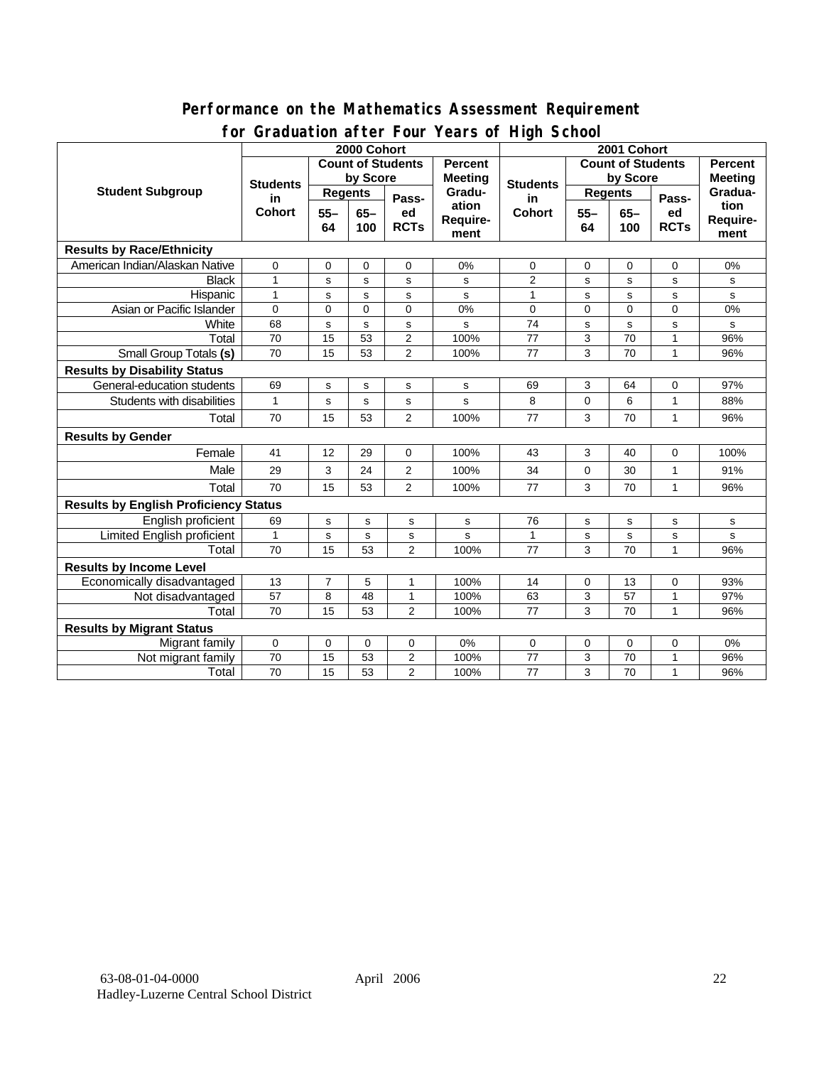## Performance on the Mathematics Assessment Requirement for Graduation after Four Years of High School

| Student Subgroup | 2000 Cohort | | | | | 2001 Cohort | | | | |
|---|---|---|---|---|---|---|---|---|---|---|
| | Students in Cohort | Count of Students by Score | | | Percent Meeting Graduation Requirement | Students in Cohort | Count of Students by Score | | | Percent Meeting Graduation Requirement |
| | | Regents | | Passed RCTs | | | Regents | | Passed RCTs | |
| | | 55–64 | 65–100 | | | | 55–64 | 65–100 | | |
| **Results by Race/Ethnicity** | | | | | | | | | | |
| American Indian/Alaskan Native | 0 | 0 | 0 | 0 | 0% | 0 | 0 | 0 | 0 | 0% |
| Black | 1 | s | s | s | s | 2 | s | s | s | s |
| Hispanic | 1 | s | s | s | s | 1 | s | s | s | s |
| Asian or Pacific Islander | 0 | 0 | 0 | 0 | 0% | 0 | 0 | 0 | 0 | 0% |
| White | 68 | s | s | s | s | 74 | s | s | s | s |
| Total | 70 | 15 | 53 | 2 | 100% | 77 | 3 | 70 | 1 | 96% |
| Small Group Totals **(s)** | 70 | 15 | 53 | 2 | 100% | 77 | 3 | 70 | 1 | 96% |
| **Results by Disability Status** | | | | | | | | | | |
| General-education students | 69 | s | s | s | s | 69 | 3 | 64 | 0 | 97% |
| Students with disabilities | 1 | s | s | s | s | 8 | 0 | 6 | 1 | 88% |
| Total | 70 | 15 | 53 | 2 | 100% | 77 | 3 | 70 | 1 | 96% |
| **Results by Gender** | | | | | | | | | | |
| Female | 41 | 12 | 29 | 0 | 100% | 43 | 3 | 40 | 0 | 100% |
| Male | 29 | 3 | 24 | 2 | 100% | 34 | 0 | 30 | 1 | 91% |
| Total | 70 | 15 | 53 | 2 | 100% | 77 | 3 | 70 | 1 | 96% |
| **Results by English Proficiency Status** | | | | | | | | | | |
| English proficient | 69 | s | s | s | s | 76 | s | s | s | s |
| Limited English proficient | 1 | s | s | s | s | 1 | s | s | s | s |
| Total | 70 | 15 | 53 | 2 | 100% | 77 | 3 | 70 | 1 | 96% |
| **Results by Income Level** | | | | | | | | | | |
| Economically disadvantaged | 13 | 7 | 5 | 1 | 100% | 14 | 0 | 13 | 0 | 93% |
| Not disadvantaged | 57 | 8 | 48 | 1 | 100% | 63 | 3 | 57 | 1 | 97% |
| Total | 70 | 15 | 53 | 2 | 100% | 77 | 3 | 70 | 1 | 96% |
| **Results by Migrant Status** | | | | | | | | | | |
| Migrant family | 0 | 0 | 0 | 0 | 0% | 0 | 0 | 0 | 0 | 0% |
| Not migrant family | 70 | 15 | 53 | 2 | 100% | 77 | 3 | 70 | 1 | 96% |
| Total | 70 | 15 | 53 | 2 | 100% | 77 | 3 | 70 | 1 | 96% |

63-08-01-04-0000 April 2006
Hadley-Luzerne Central School District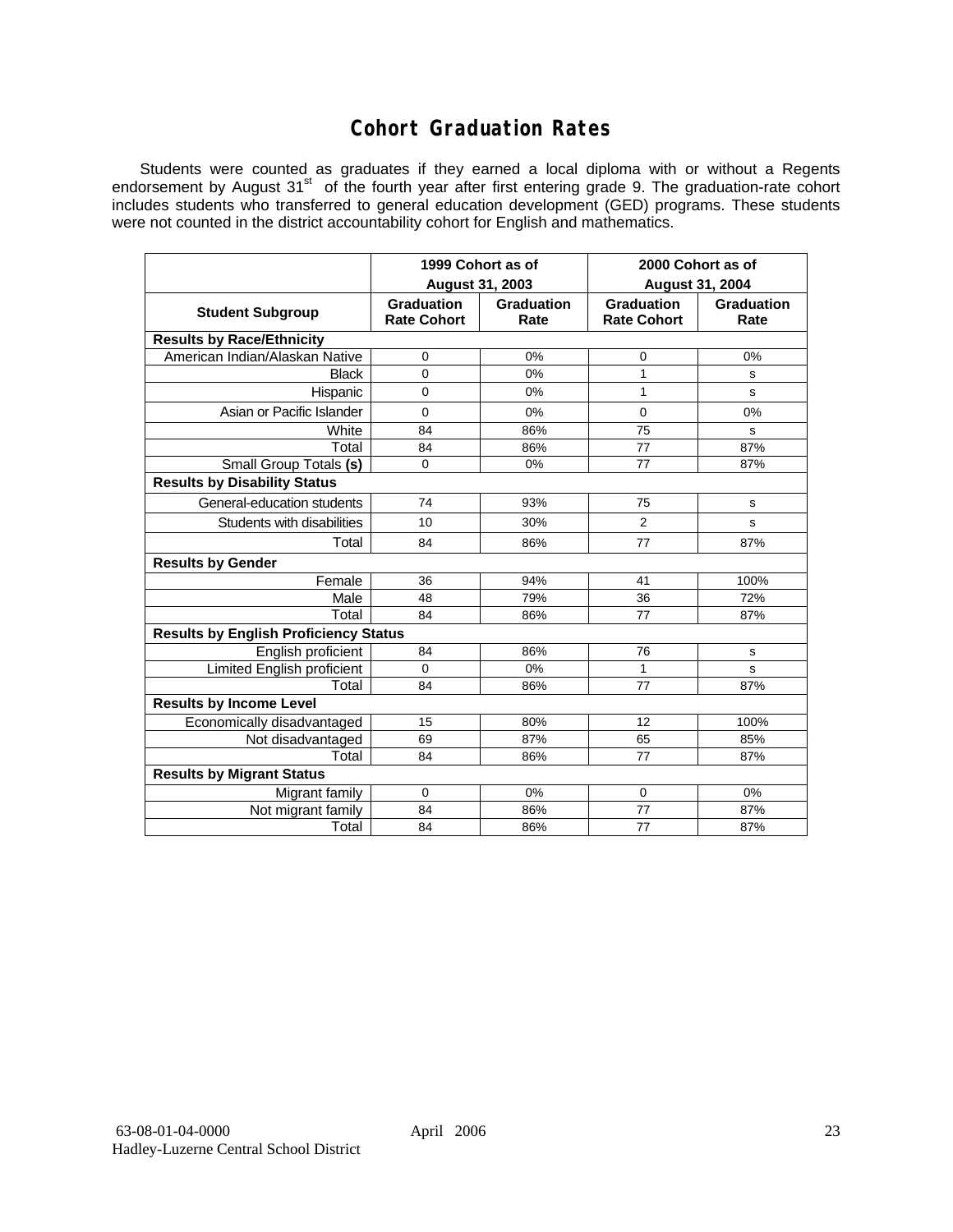# Cohort Graduation Rates

Students were counted as graduates if they earned a local diploma with or without a Regents endorsement by August 31st of the fourth year after first entering grade 9. The graduation-rate cohort includes students who transferred to general education development (GED) programs. These students were not counted in the district accountability cohort for English and mathematics.

| | 1999 Cohort as of August 31, 2003 | | 2000 Cohort as of August 31, 2004 | |
|---|---|---|---|---|
| **Student Subgroup** | **Graduation Rate Cohort** | **Graduation Rate** | **Graduation Rate Cohort** | **Graduation Rate** |
| **Results by Race/Ethnicity** | | | | |
| American Indian/Alaskan Native | 0 | 0% | 0 | 0% |
| Black | 0 | 0% | 1 | s |
| Hispanic | 0 | 0% | 1 | s |
| Asian or Pacific Islander | 0 | 0% | 0 | 0% |
| White | 84 | 86% | 75 | s |
| Total | 84 | 86% | 77 | 87% |
| Small Group Totals **(s)** | 0 | 0% | 77 | 87% |
| **Results by Disability Status** | | | | |
| General-education students | 74 | 93% | 75 | s |
| Students with disabilities | 10 | 30% | 2 | s |
| Total | 84 | 86% | 77 | 87% |
| **Results by Gender** | | | | |
| Female | 36 | 94% | 41 | 100% |
| Male | 48 | 79% | 36 | 72% |
| Total | 84 | 86% | 77 | 87% |
| **Results by English Proficiency Status** | | | | |
| English proficient | 84 | 86% | 76 | s |
| Limited English proficient | 0 | 0% | 1 | s |
| Total | 84 | 86% | 77 | 87% |
| **Results by Income Level** | | | | |
| Economically disadvantaged | 15 | 80% | 12 | 100% |
| Not disadvantaged | 69 | 87% | 65 | 85% |
| Total | 84 | 86% | 77 | 87% |
| **Results by Migrant Status** | | | | |
| Migrant family | 0 | 0% | 0 | 0% |
| Not migrant family | 84 | 86% | 77 | 87% |
| Total | 84 | 86% | 77 | 87% |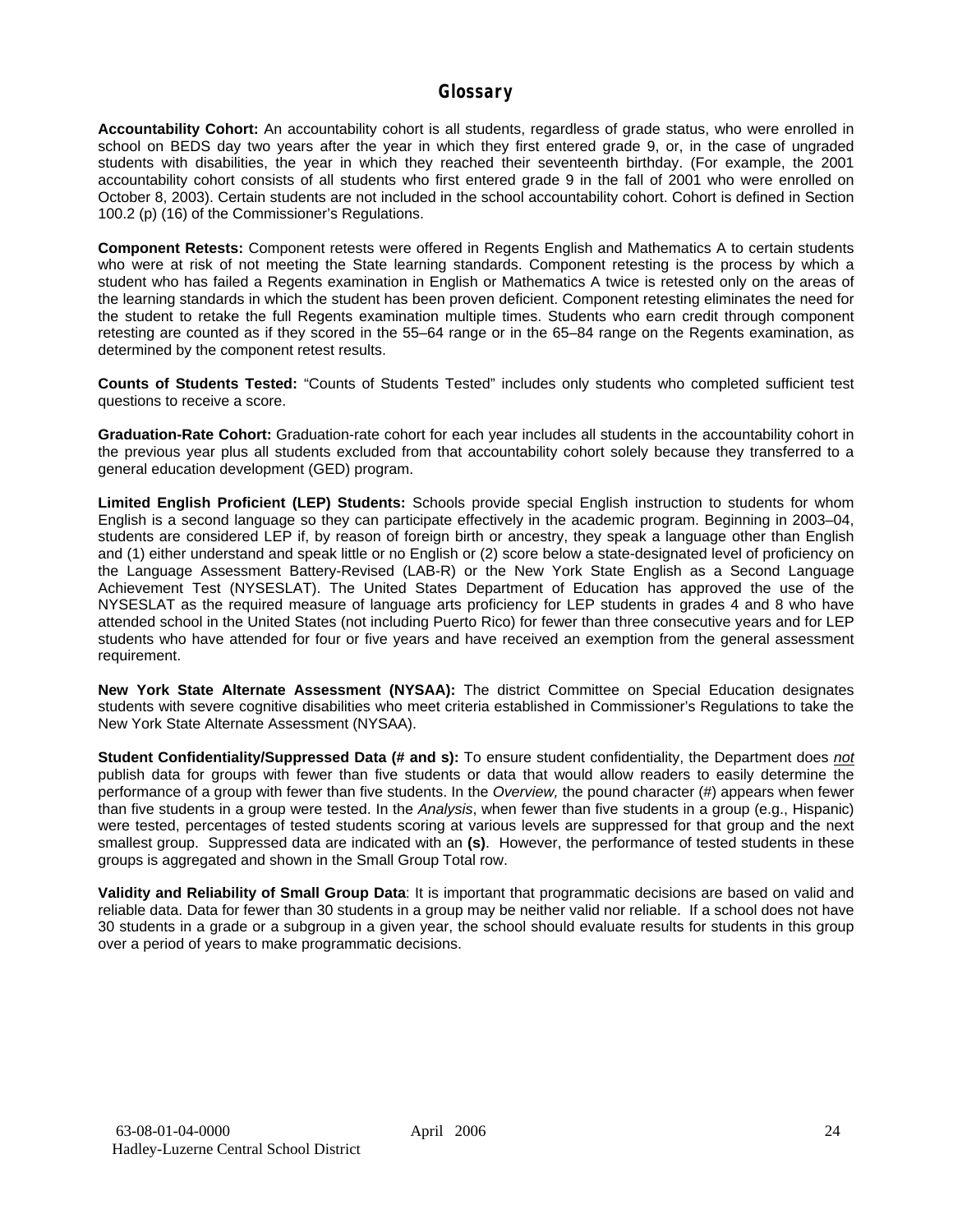# Glossary

**Accountability Cohort:** An accountability cohort is all students, regardless of grade status, who were enrolled in school on BEDS day two years after the year in which they first entered grade 9, or, in the case of ungraded students with disabilities, the year in which they reached their seventeenth birthday. (For example, the 2001 accountability cohort consists of all students who first entered grade 9 in the fall of 2001 who were enrolled on October 8, 2003). Certain students are not included in the school accountability cohort. Cohort is defined in Section 100.2 (p) (16) of the Commissioner's Regulations.

**Component Retests:** Component retests were offered in Regents English and Mathematics A to certain students who were at risk of not meeting the State learning standards. Component retesting is the process by which a student who has failed a Regents examination in English or Mathematics A twice is retested only on the areas of the learning standards in which the student has been proven deficient. Component retesting eliminates the need for the student to retake the full Regents examination multiple times. Students who earn credit through component retesting are counted as if they scored in the 55–64 range or in the 65–84 range on the Regents examination, as determined by the component retest results.

**Counts of Students Tested:** "Counts of Students Tested" includes only students who completed sufficient test questions to receive a score.

**Graduation-Rate Cohort:** Graduation-rate cohort for each year includes all students in the accountability cohort in the previous year plus all students excluded from that accountability cohort solely because they transferred to a general education development (GED) program.

**Limited English Proficient (LEP) Students:** Schools provide special English instruction to students for whom English is a second language so they can participate effectively in the academic program. Beginning in 2003–04, students are considered LEP if, by reason of foreign birth or ancestry, they speak a language other than English and (1) either understand and speak little or no English or (2) score below a state-designated level of proficiency on the Language Assessment Battery-Revised (LAB-R) or the New York State English as a Second Language Achievement Test (NYSESLAT). The United States Department of Education has approved the use of the NYSESLAT as the required measure of language arts proficiency for LEP students in grades 4 and 8 who have attended school in the United States (not including Puerto Rico) for fewer than three consecutive years and for LEP students who have attended for four or five years and have received an exemption from the general assessment requirement.

**New York State Alternate Assessment (NYSAA):** The district Committee on Special Education designates students with severe cognitive disabilities who meet criteria established in Commissioner's Regulations to take the New York State Alternate Assessment (NYSAA).

**Student Confidentiality/Suppressed Data (# and s):** To ensure student confidentiality, the Department does *not* publish data for groups with fewer than five students or data that would allow readers to easily determine the performance of a group with fewer than five students. In the *Overview,* the pound character (#) appears when fewer than five students in a group were tested. In the *Analysis*, when fewer than five students in a group (e.g., Hispanic) were tested, percentages of tested students scoring at various levels are suppressed for that group and the next smallest group. Suppressed data are indicated with an **(s)**. However, the performance of tested students in these groups is aggregated and shown in the Small Group Total row.

**Validity and Reliability of Small Group Data**: It is important that programmatic decisions are based on valid and reliable data. Data for fewer than 30 students in a group may be neither valid nor reliable. If a school does not have 30 students in a grade or a subgroup in a given year, the school should evaluate results for students in this group over a period of years to make programmatic decisions.